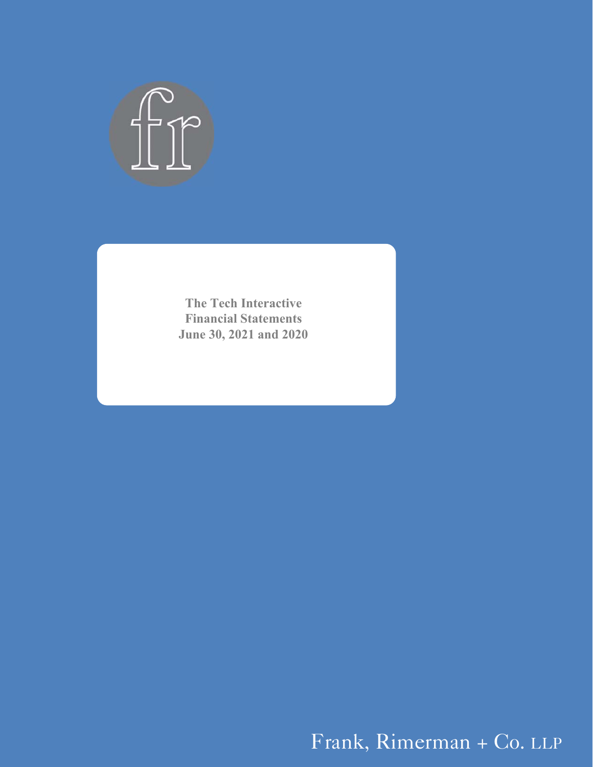**The Tech Interactive**
**Financial Statements**
**June 30, 2021 and 2020**

Frank, Rimerman + Co. LLP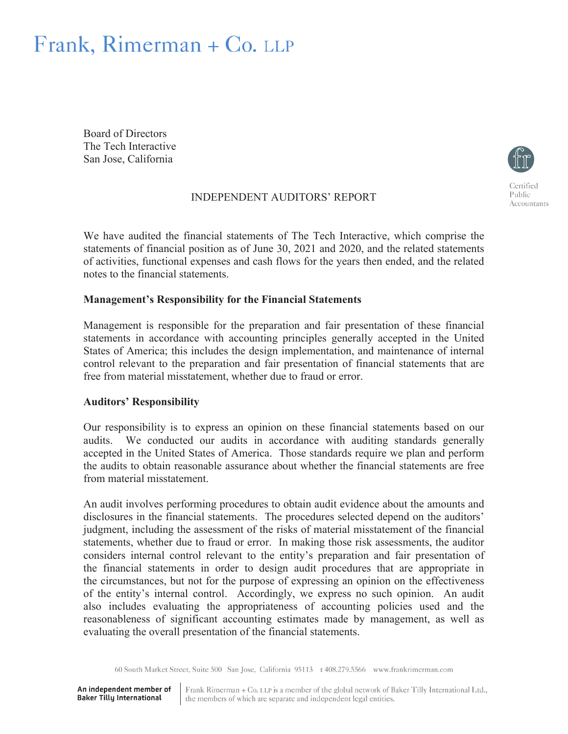# Frank, Rimerman + Co. LLP

Board of Directors
The Tech Interactive
San Jose, California

Certified Public Accountants

## INDEPENDENT AUDITORS' REPORT

We have audited the financial statements of The Tech Interactive, which comprise the statements of financial position as of June 30, 2021 and 2020, and the related statements of activities, functional expenses and cash flows for the years then ended, and the related notes to the financial statements.

**Management's Responsibility for the Financial Statements**

Management is responsible for the preparation and fair presentation of these financial statements in accordance with accounting principles generally accepted in the United States of America; this includes the design implementation, and maintenance of internal control relevant to the preparation and fair presentation of financial statements that are free from material misstatement, whether due to fraud or error.

**Auditors' Responsibility**

Our responsibility is to express an opinion on these financial statements based on our audits. We conducted our audits in accordance with auditing standards generally accepted in the United States of America. Those standards require we plan and perform the audits to obtain reasonable assurance about whether the financial statements are free from material misstatement.

An audit involves performing procedures to obtain audit evidence about the amounts and disclosures in the financial statements. The procedures selected depend on the auditors' judgment, including the assessment of the risks of material misstatement of the financial statements, whether due to fraud or error. In making those risk assessments, the auditor considers internal control relevant to the entity's preparation and fair presentation of the financial statements in order to design audit procedures that are appropriate in the circumstances, but not for the purpose of expressing an opinion on the effectiveness of the entity's internal control. Accordingly, we express no such opinion. An audit also includes evaluating the appropriateness of accounting policies used and the reasonableness of significant accounting estimates made by management, as well as evaluating the overall presentation of the financial statements.

60 South Market Street, Suite 500 San Jose, California 95113 t 408.279.5566 www.frankrimerman.com

An independent member of Baker Tilly International

Frank Rimerman + Co. LLP is a member of the global network of Baker Tilly International Ltd., the members of which are separate and independent legal entities.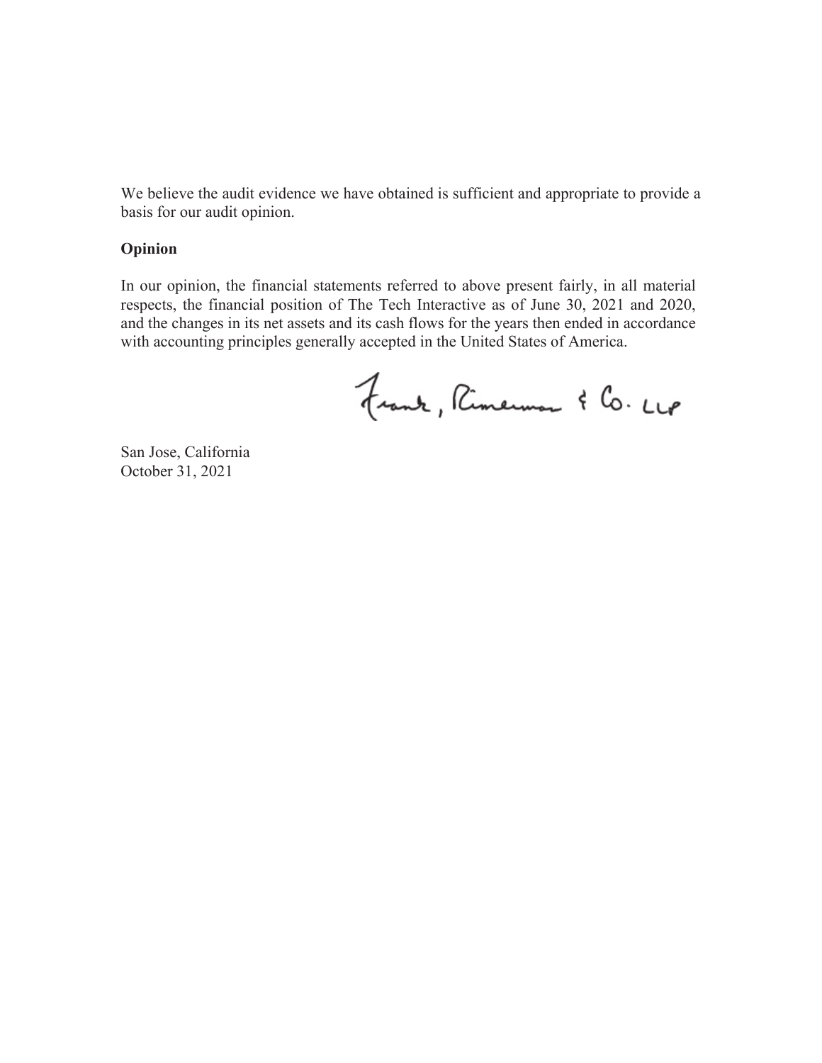We believe the audit evidence we have obtained is sufficient and appropriate to provide a basis for our audit opinion.

**Opinion**

In our opinion, the financial statements referred to above present fairly, in all material respects, the financial position of The Tech Interactive as of June 30, 2021 and 2020, and the changes in its net assets and its cash flows for the years then ended in accordance with accounting principles generally accepted in the United States of America.

Frank, Rimerman & Co. LLP

San Jose, California
October 31, 2021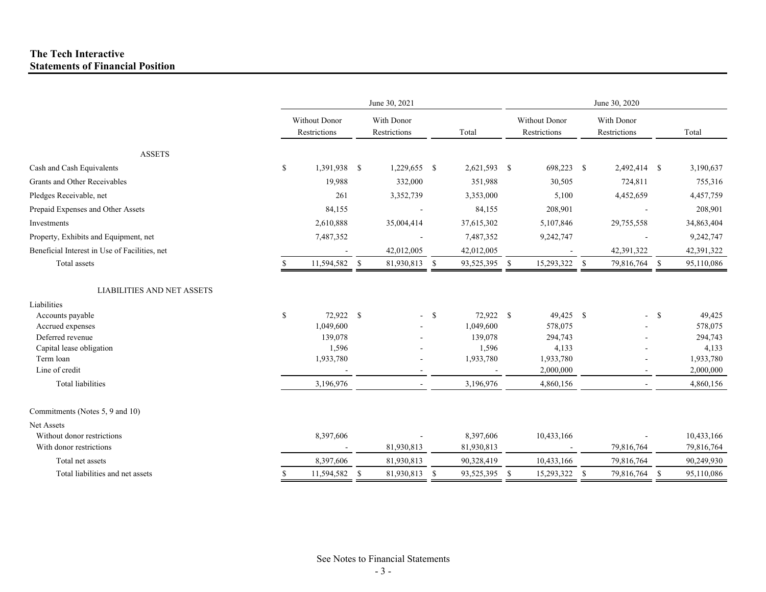**The Tech Interactive**
**Statements of Financial Position**

| | June 30, 2021 | | | June 30, 2020 | | |
|---|---|---|---|---|---|---|
| | Without Donor Restrictions | With Donor Restrictions | Total | Without Donor Restrictions | With Donor Restrictions | Total |
| **ASSETS** | | | | | | |
| Cash and Cash Equivalents | $ 1,391,938 | $ 1,229,655 | $ 2,621,593 | $ 698,223 | $ 2,492,414 | $ 3,190,637 |
| Grants and Other Receivables | 19,988 | 332,000 | 351,988 | 30,505 | 724,811 | 755,316 |
| Pledges Receivable, net | 261 | 3,352,739 | 3,353,000 | 5,100 | 4,452,659 | 4,457,759 |
| Prepaid Expenses and Other Assets | 84,155 | - | 84,155 | 208,901 | - | 208,901 |
| Investments | 2,610,888 | 35,004,414 | 37,615,302 | 5,107,846 | 29,755,558 | 34,863,404 |
| Property, Exhibits and Equipment, net | 7,487,352 | - | 7,487,352 | 9,242,747 | - | 9,242,747 |
| Beneficial Interest in Use of Facilities, net | - | 42,012,005 | 42,012,005 | - | 42,391,322 | 42,391,322 |
| Total assets | $ 11,594,582 | $ 81,930,813 | $ 93,525,395 | $ 15,293,322 | $ 79,816,764 | $ 95,110,086 |
| **LIABILITIES AND NET ASSETS** | | | | | | |
| Liabilities | | | | | | |
| Accounts payable | $ 72,922 | $ - | $ 72,922 | $ 49,425 | $ - | $ 49,425 |
| Accrued expenses | 1,049,600 | - | 1,049,600 | 578,075 | - | 578,075 |
| Deferred revenue | 139,078 | - | 139,078 | 294,743 | - | 294,743 |
| Capital lease obligation | 1,596 | - | 1,596 | 4,133 | - | 4,133 |
| Term loan | 1,933,780 | - | 1,933,780 | 1,933,780 | - | 1,933,780 |
| Line of credit | - | - | - | 2,000,000 | - | 2,000,000 |
| Total liabilities | 3,196,976 | - | 3,196,976 | 4,860,156 | - | 4,860,156 |
| Commitments (Notes 5, 9 and 10) | | | | | | |
| Net Assets | | | | | | |
| Without donor restrictions | 8,397,606 | - | 8,397,606 | 10,433,166 | - | 10,433,166 |
| With donor restrictions | - | 81,930,813 | 81,930,813 | - | 79,816,764 | 79,816,764 |
| Total net assets | 8,397,606 | 81,930,813 | 90,328,419 | 10,433,166 | 79,816,764 | 90,249,930 |
| Total liabilities and net assets | $ 11,594,582 | $ 81,930,813 | $ 93,525,395 | $ 15,293,322 | $ 79,816,764 | $ 95,110,086 |

See Notes to Financial Statements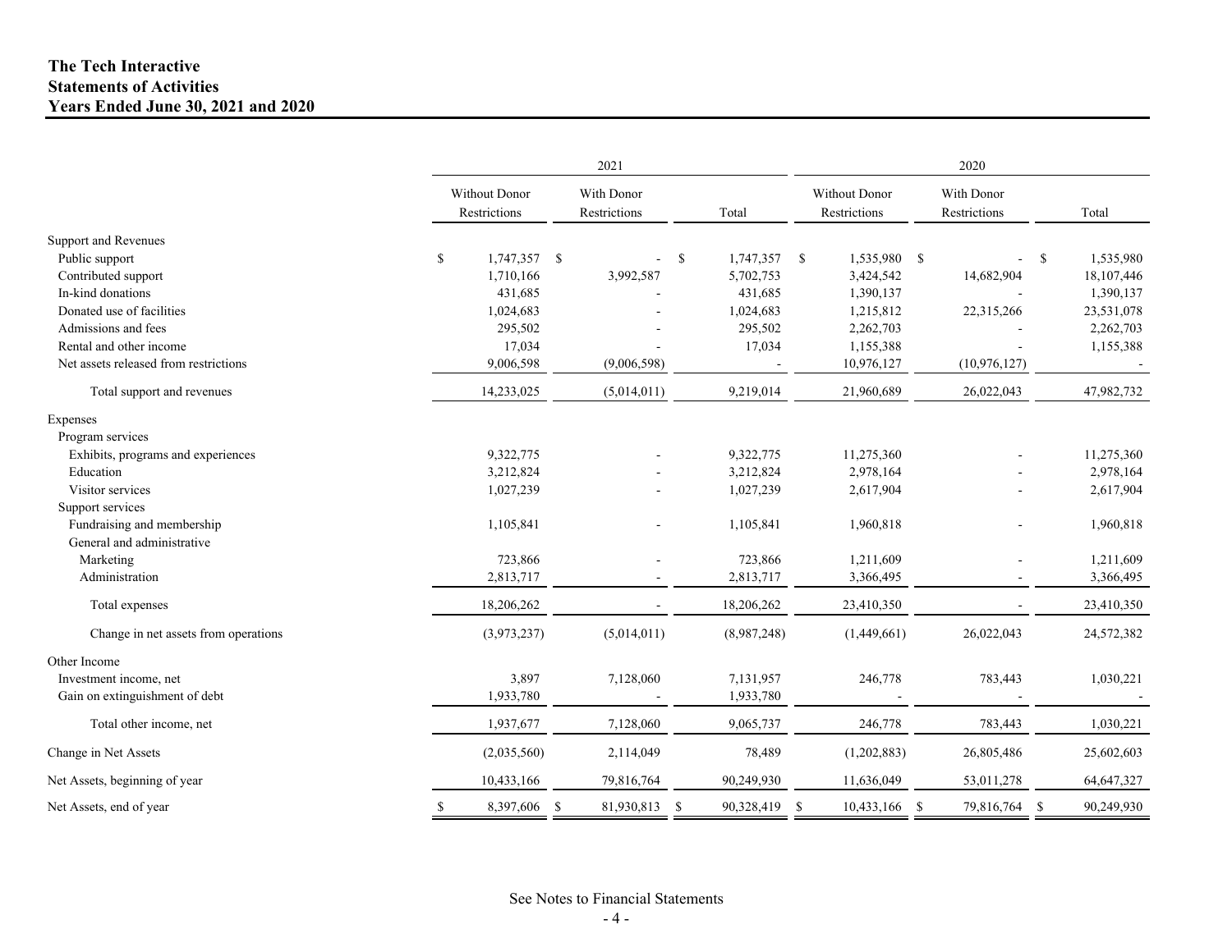**The Tech Interactive**
**Statements of Activities**
**Years Ended June 30, 2021 and 2020**

| | 2021 | | | 2020 | | |
|---|---|---|---|---|---|---|
| | Without Donor Restrictions | With Donor Restrictions | Total | Without Donor Restrictions | With Donor Restrictions | Total |
| **Support and Revenues** | | | | | | |
| Public support | $ 1,747,357 | $ - | $ 1,747,357 | $ 1,535,980 | $ - | $ 1,535,980 |
| Contributed support | 1,710,166 | 3,992,587 | 5,702,753 | 3,424,542 | 14,682,904 | 18,107,446 |
| In-kind donations | 431,685 | - | 431,685 | 1,390,137 | - | 1,390,137 |
| Donated use of facilities | 1,024,683 | - | 1,024,683 | 1,215,812 | 22,315,266 | 23,531,078 |
| Admissions and fees | 295,502 | - | 295,502 | 2,262,703 | - | 2,262,703 |
| Rental and other income | 17,034 | - | 17,034 | 1,155,388 | - | 1,155,388 |
| Net assets released from restrictions | 9,006,598 | (9,006,598) | - | 10,976,127 | (10,976,127) | - |
| Total support and revenues | 14,233,025 | (5,014,011) | 9,219,014 | 21,960,689 | 26,022,043 | 47,982,732 |
| **Expenses** | | | | | | |
| Program services | | | | | | |
| Exhibits, programs and experiences | 9,322,775 | - | 9,322,775 | 11,275,360 | - | 11,275,360 |
| Education | 3,212,824 | - | 3,212,824 | 2,978,164 | - | 2,978,164 |
| Visitor services | 1,027,239 | - | 1,027,239 | 2,617,904 | - | 2,617,904 |
| Support services | | | | | | |
| Fundraising and membership | 1,105,841 | - | 1,105,841 | 1,960,818 | - | 1,960,818 |
| General and administrative | | | | | | |
| Marketing | 723,866 | - | 723,866 | 1,211,609 | - | 1,211,609 |
| Administration | 2,813,717 | - | 2,813,717 | 3,366,495 | - | 3,366,495 |
| Total expenses | 18,206,262 | - | 18,206,262 | 23,410,350 | - | 23,410,350 |
| Change in net assets from operations | (3,973,237) | (5,014,011) | (8,987,248) | (1,449,661) | 26,022,043 | 24,572,382 |
| **Other Income** | | | | | | |
| Investment income, net | 3,897 | 7,128,060 | 7,131,957 | 246,778 | 783,443 | 1,030,221 |
| Gain on extinguishment of debt | 1,933,780 | - | 1,933,780 | - | - | - |
| Total other income, net | 1,937,677 | 7,128,060 | 9,065,737 | 246,778 | 783,443 | 1,030,221 |
| **Change in Net Assets** | (2,035,560) | 2,114,049 | 78,489 | (1,202,883) | 26,805,486 | 25,602,603 |
| **Net Assets, beginning of year** | 10,433,166 | 79,816,764 | 90,249,930 | 11,636,049 | 53,011,278 | 64,647,327 |
| **Net Assets, end of year** | $ 8,397,606 | $ 81,930,813 | $ 90,328,419 | $ 10,433,166 | $ 79,816,764 | $ 90,249,930 |

See Notes to Financial Statements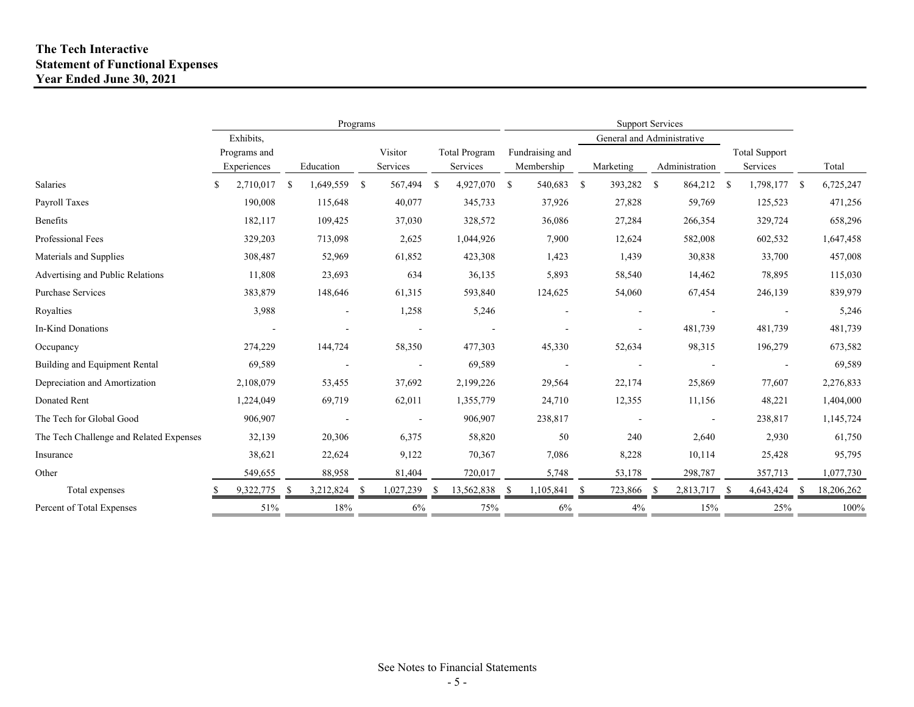**The Tech Interactive**
**Statement of Functional Expenses**
**Year Ended June 30, 2021**

| | Programs | | | | Support Services | | | | |
|---|---|---|---|---|---|---|---|---|---|
| | | | | | | General and Administrative | | | |
| | Exhibits, Programs and Experiences | Education | Visitor Services | Total Program Services | Fundraising and Membership | Marketing | Administration | Total Support Services | Total |
| Salaries | $ 2,710,017 | $ 1,649,559 | $ 567,494 | $ 4,927,070 | $ 540,683 | $ 393,282 | $ 864,212 | $ 1,798,177 | $ 6,725,247 |
| Payroll Taxes | 190,008 | 115,648 | 40,077 | 345,733 | 37,926 | 27,828 | 59,769 | 125,523 | 471,256 |
| Benefits | 182,117 | 109,425 | 37,030 | 328,572 | 36,086 | 27,284 | 266,354 | 329,724 | 658,296 |
| Professional Fees | 329,203 | 713,098 | 2,625 | 1,044,926 | 7,900 | 12,624 | 582,008 | 602,532 | 1,647,458 |
| Materials and Supplies | 308,487 | 52,969 | 61,852 | 423,308 | 1,423 | 1,439 | 30,838 | 33,700 | 457,008 |
| Advertising and Public Relations | 11,808 | 23,693 | 634 | 36,135 | 5,893 | 58,540 | 14,462 | 78,895 | 115,030 |
| Purchase Services | 383,879 | 148,646 | 61,315 | 593,840 | 124,625 | 54,060 | 67,454 | 246,139 | 839,979 |
| Royalties | 3,988 | - | 1,258 | 5,246 | - | - | - | - | 5,246 |
| In-Kind Donations | - | - | - | - | - | - | 481,739 | 481,739 | 481,739 |
| Occupancy | 274,229 | 144,724 | 58,350 | 477,303 | 45,330 | 52,634 | 98,315 | 196,279 | 673,582 |
| Building and Equipment Rental | 69,589 | - | - | 69,589 | - | - | - | - | 69,589 |
| Depreciation and Amortization | 2,108,079 | 53,455 | 37,692 | 2,199,226 | 29,564 | 22,174 | 25,869 | 77,607 | 2,276,833 |
| Donated Rent | 1,224,049 | 69,719 | 62,011 | 1,355,779 | 24,710 | 12,355 | 11,156 | 48,221 | 1,404,000 |
| The Tech for Global Good | 906,907 | - | - | 906,907 | 238,817 | - | - | 238,817 | 1,145,724 |
| The Tech Challenge and Related Expenses | 32,139 | 20,306 | 6,375 | 58,820 | 50 | 240 | 2,640 | 2,930 | 61,750 |
| Insurance | 38,621 | 22,624 | 9,122 | 70,367 | 7,086 | 8,228 | 10,114 | 25,428 | 95,795 |
| Other | 549,655 | 88,958 | 81,404 | 720,017 | 5,748 | 53,178 | 298,787 | 357,713 | 1,077,730 |
| Total expenses | $ 9,322,775 | $ 3,212,824 | $ 1,027,239 | $ 13,562,838 | $ 1,105,841 | $ 723,866 | $ 2,813,717 | $ 4,643,424 | $ 18,206,262 |
| Percent of Total Expenses | 51% | 18% | 6% | 75% | 6% | 4% | 15% | 25% | 100% |

See Notes to Financial Statements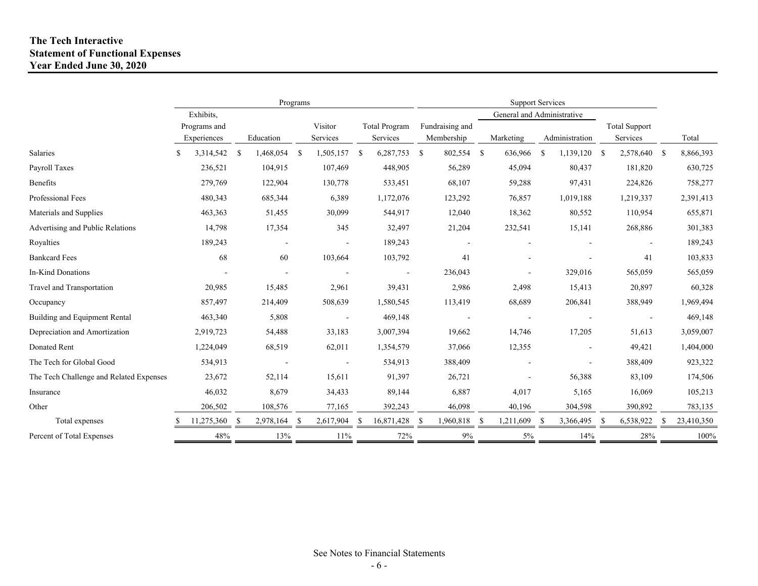**The Tech Interactive**
**Statement of Functional Expenses**
**Year Ended June 30, 2020**

| | Programs | | | | Support Services | | | | |
|---|---|---|---|---|---|---|---|---|---|
| | | | | | | General and Administrative | | | |
| | Exhibits, Programs and Experiences | Education | Visitor Services | Total Program Services | Fundraising and Membership | Marketing | Administration | Total Support Services | Total |
| Salaries | $ 3,314,542 | $ 1,468,054 | $ 1,505,157 | $ 6,287,753 | $ 802,554 | $ 636,966 | $ 1,139,120 | $ 2,578,640 | $ 8,866,393 |
| Payroll Taxes | 236,521 | 104,915 | 107,469 | 448,905 | 56,289 | 45,094 | 80,437 | 181,820 | 630,725 |
| Benefits | 279,769 | 122,904 | 130,778 | 533,451 | 68,107 | 59,288 | 97,431 | 224,826 | 758,277 |
| Professional Fees | 480,343 | 685,344 | 6,389 | 1,172,076 | 123,292 | 76,857 | 1,019,188 | 1,219,337 | 2,391,413 |
| Materials and Supplies | 463,363 | 51,455 | 30,099 | 544,917 | 12,040 | 18,362 | 80,552 | 110,954 | 655,871 |
| Advertising and Public Relations | 14,798 | 17,354 | 345 | 32,497 | 21,204 | 232,541 | 15,141 | 268,886 | 301,383 |
| Royalties | 189,243 | - | - | 189,243 | - | - | - | - | 189,243 |
| Bankcard Fees | 68 | 60 | 103,664 | 103,792 | 41 | - | - | 41 | 103,833 |
| In-Kind Donations | - | - | - | - | 236,043 | - | 329,016 | 565,059 | 565,059 |
| Travel and Transportation | 20,985 | 15,485 | 2,961 | 39,431 | 2,986 | 2,498 | 15,413 | 20,897 | 60,328 |
| Occupancy | 857,497 | 214,409 | 508,639 | 1,580,545 | 113,419 | 68,689 | 206,841 | 388,949 | 1,969,494 |
| Building and Equipment Rental | 463,340 | 5,808 | - | 469,148 | - | - | - | - | 469,148 |
| Depreciation and Amortization | 2,919,723 | 54,488 | 33,183 | 3,007,394 | 19,662 | 14,746 | 17,205 | 51,613 | 3,059,007 |
| Donated Rent | 1,224,049 | 68,519 | 62,011 | 1,354,579 | 37,066 | 12,355 | - | 49,421 | 1,404,000 |
| The Tech for Global Good | 534,913 | - | - | 534,913 | 388,409 | - | - | 388,409 | 923,322 |
| The Tech Challenge and Related Expenses | 23,672 | 52,114 | 15,611 | 91,397 | 26,721 | - | 56,388 | 83,109 | 174,506 |
| Insurance | 46,032 | 8,679 | 34,433 | 89,144 | 6,887 | 4,017 | 5,165 | 16,069 | 105,213 |
| Other | 206,502 | 108,576 | 77,165 | 392,243 | 46,098 | 40,196 | 304,598 | 390,892 | 783,135 |
| Total expenses | $ 11,275,360 | $ 2,978,164 | $ 2,617,904 | $ 16,871,428 | $ 1,960,818 | $ 1,211,609 | $ 3,366,495 | $ 6,538,922 | $ 23,410,350 |
| Percent of Total Expenses | 48% | 13% | 11% | 72% | 9% | 5% | 14% | 28% | 100% |

See Notes to Financial Statements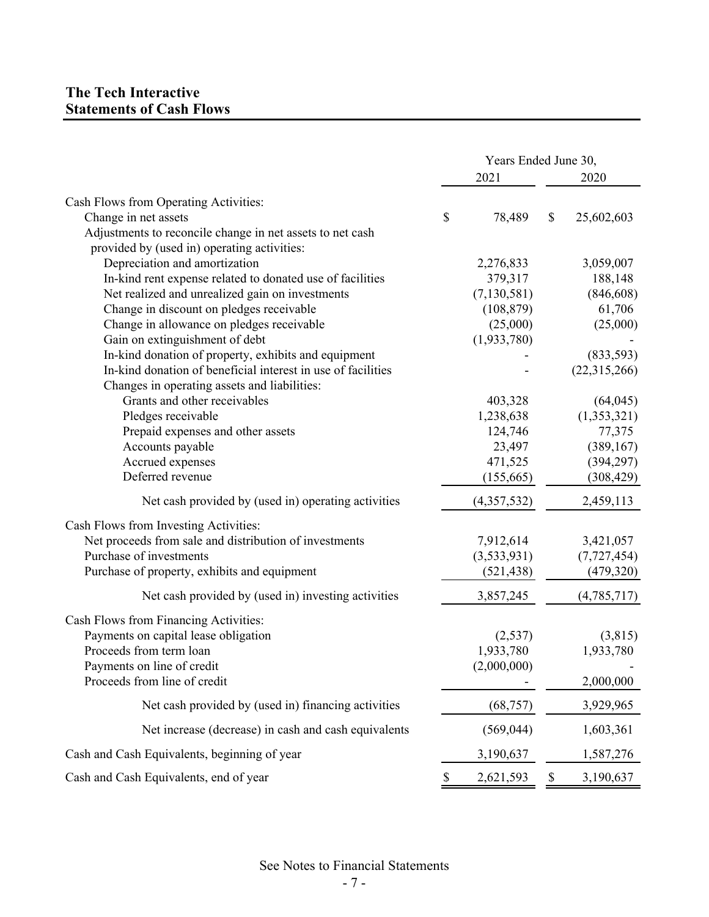## The Tech Interactive
## Statements of Cash Flows

| | Years Ended June 30, | |
|---|---|---|
| | 2021 | 2020 |
| **Cash Flows from Operating Activities:** | | |
| Change in net assets | $ 78,489 | $ 25,602,603 |
| Adjustments to reconcile change in net assets to net cash provided by (used in) operating activities: | | |
| Depreciation and amortization | 2,276,833 | 3,059,007 |
| In-kind rent expense related to donated use of facilities | 379,317 | 188,148 |
| Net realized and unrealized gain on investments | (7,130,581) | (846,608) |
| Change in discount on pledges receivable | (108,879) | 61,706 |
| Change in allowance on pledges receivable | (25,000) | (25,000) |
| Gain on extinguishment of debt | (1,933,780) | - |
| In-kind donation of property, exhibits and equipment | - | (833,593) |
| In-kind donation of beneficial interest in use of facilities | - | (22,315,266) |
| Changes in operating assets and liabilities: | | |
| Grants and other receivables | 403,328 | (64,045) |
| Pledges receivable | 1,238,638 | (1,353,321) |
| Prepaid expenses and other assets | 124,746 | 77,375 |
| Accounts payable | 23,497 | (389,167) |
| Accrued expenses | 471,525 | (394,297) |
| Deferred revenue | (155,665) | (308,429) |
| Net cash provided by (used in) operating activities | (4,357,532) | 2,459,113 |
| **Cash Flows from Investing Activities:** | | |
| Net proceeds from sale and distribution of investments | 7,912,614 | 3,421,057 |
| Purchase of investments | (3,533,931) | (7,727,454) |
| Purchase of property, exhibits and equipment | (521,438) | (479,320) |
| Net cash provided by (used in) investing activities | 3,857,245 | (4,785,717) |
| **Cash Flows from Financing Activities:** | | |
| Payments on capital lease obligation | (2,537) | (3,815) |
| Proceeds from term loan | 1,933,780 | 1,933,780 |
| Payments on line of credit | (2,000,000) | - |
| Proceeds from line of credit | - | 2,000,000 |
| Net cash provided by (used in) financing activities | (68,757) | 3,929,965 |
| Net increase (decrease) in cash and cash equivalents | (569,044) | 1,603,361 |
| Cash and Cash Equivalents, beginning of year | 3,190,637 | 1,587,276 |
| Cash and Cash Equivalents, end of year | $ 2,621,593 | $ 3,190,637 |

See Notes to Financial Statements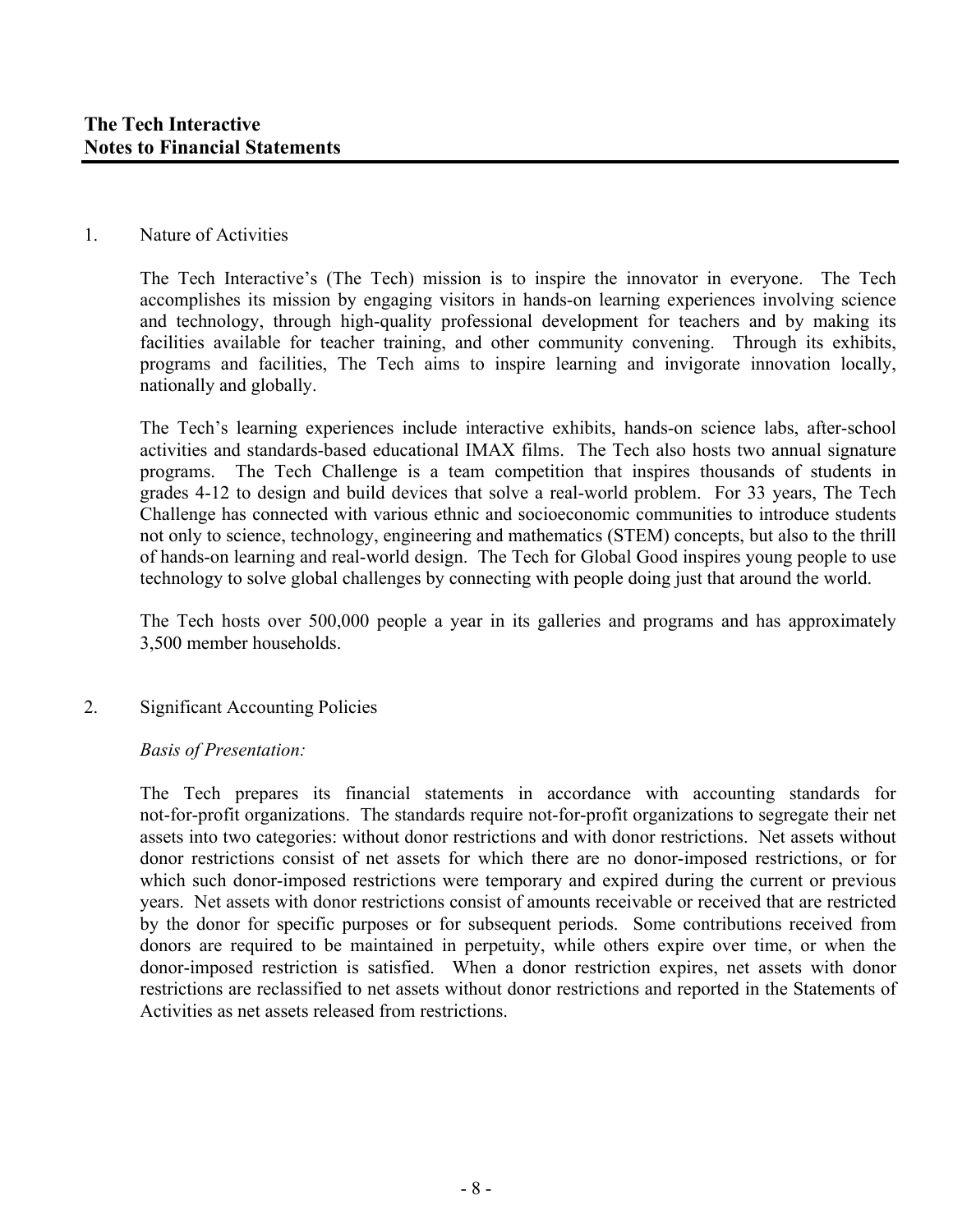## 1. Nature of Activities

The Tech Interactive's (The Tech) mission is to inspire the innovator in everyone. The Tech accomplishes its mission by engaging visitors in hands-on learning experiences involving science and technology, through high-quality professional development for teachers and by making its facilities available for teacher training, and other community convening. Through its exhibits, programs and facilities, The Tech aims to inspire learning and invigorate innovation locally, nationally and globally.

The Tech's learning experiences include interactive exhibits, hands-on science labs, after-school activities and standards-based educational IMAX films. The Tech also hosts two annual signature programs. The Tech Challenge is a team competition that inspires thousands of students in grades 4-12 to design and build devices that solve a real-world problem. For 33 years, The Tech Challenge has connected with various ethnic and socioeconomic communities to introduce students not only to science, technology, engineering and mathematics (STEM) concepts, but also to the thrill of hands-on learning and real-world design. The Tech for Global Good inspires young people to use technology to solve global challenges by connecting with people doing just that around the world.

The Tech hosts over 500,000 people a year in its galleries and programs and has approximately 3,500 member households.

## 2. Significant Accounting Policies

*Basis of Presentation:*

The Tech prepares its financial statements in accordance with accounting standards for not-for-profit organizations. The standards require not-for-profit organizations to segregate their net assets into two categories: without donor restrictions and with donor restrictions. Net assets without donor restrictions consist of net assets for which there are no donor-imposed restrictions, or for which such donor-imposed restrictions were temporary and expired during the current or previous years. Net assets with donor restrictions consist of amounts receivable or received that are restricted by the donor for specific purposes or for subsequent periods. Some contributions received from donors are required to be maintained in perpetuity, while others expire over time, or when the donor-imposed restriction is satisfied. When a donor restriction expires, net assets with donor restrictions are reclassified to net assets without donor restrictions and reported in the Statements of Activities as net assets released from restrictions.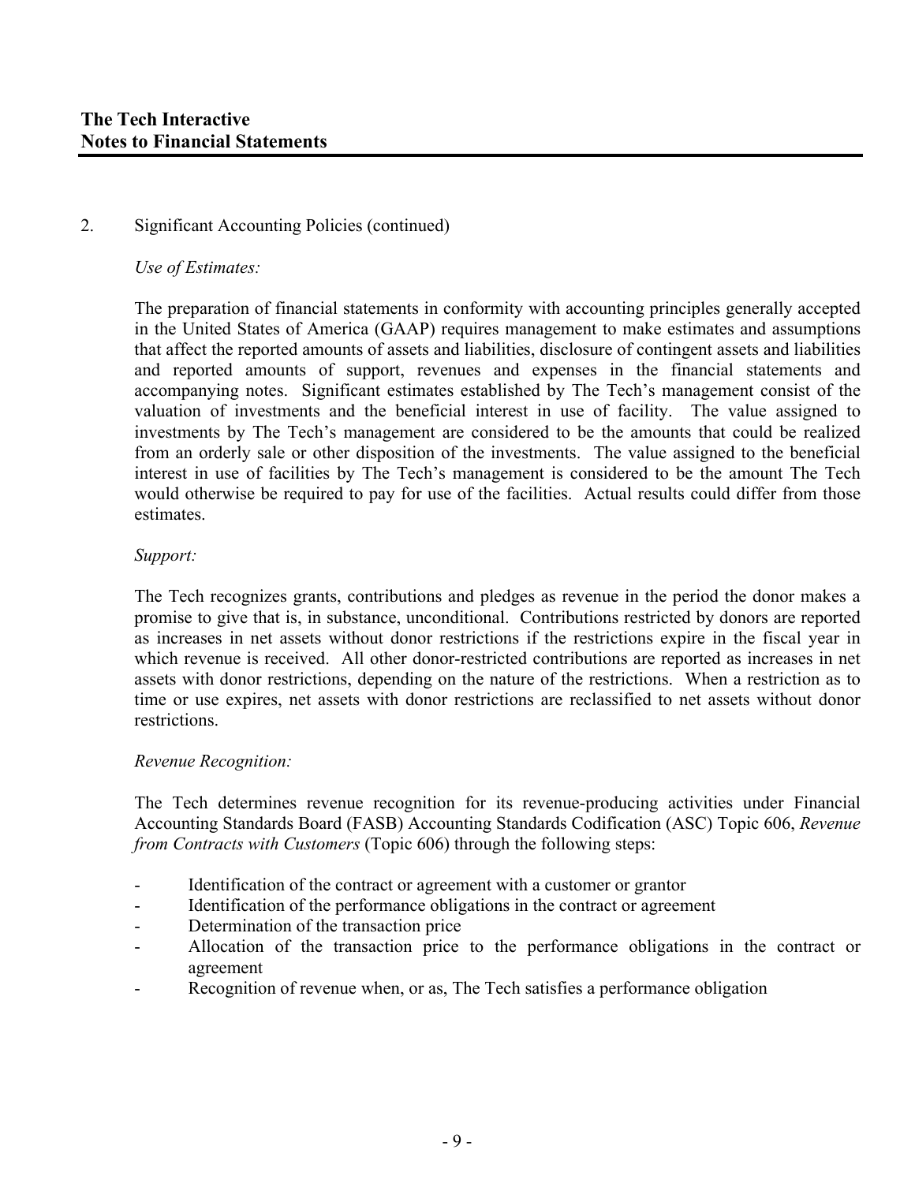2. Significant Accounting Policies (continued)

*Use of Estimates:*

The preparation of financial statements in conformity with accounting principles generally accepted in the United States of America (GAAP) requires management to make estimates and assumptions that affect the reported amounts of assets and liabilities, disclosure of contingent assets and liabilities and reported amounts of support, revenues and expenses in the financial statements and accompanying notes. Significant estimates established by The Tech's management consist of the valuation of investments and the beneficial interest in use of facility. The value assigned to investments by The Tech's management are considered to be the amounts that could be realized from an orderly sale or other disposition of the investments. The value assigned to the beneficial interest in use of facilities by The Tech's management is considered to be the amount The Tech would otherwise be required to pay for use of the facilities. Actual results could differ from those estimates.

*Support:*

The Tech recognizes grants, contributions and pledges as revenue in the period the donor makes a promise to give that is, in substance, unconditional. Contributions restricted by donors are reported as increases in net assets without donor restrictions if the restrictions expire in the fiscal year in which revenue is received. All other donor-restricted contributions are reported as increases in net assets with donor restrictions, depending on the nature of the restrictions. When a restriction as to time or use expires, net assets with donor restrictions are reclassified to net assets without donor restrictions.

*Revenue Recognition:*

The Tech determines revenue recognition for its revenue-producing activities under Financial Accounting Standards Board (FASB) Accounting Standards Codification (ASC) Topic 606, *Revenue from Contracts with Customers* (Topic 606) through the following steps:

- Identification of the contract or agreement with a customer or grantor
- Identification of the performance obligations in the contract or agreement
- Determination of the transaction price
- Allocation of the transaction price to the performance obligations in the contract or agreement
- Recognition of revenue when, or as, The Tech satisfies a performance obligation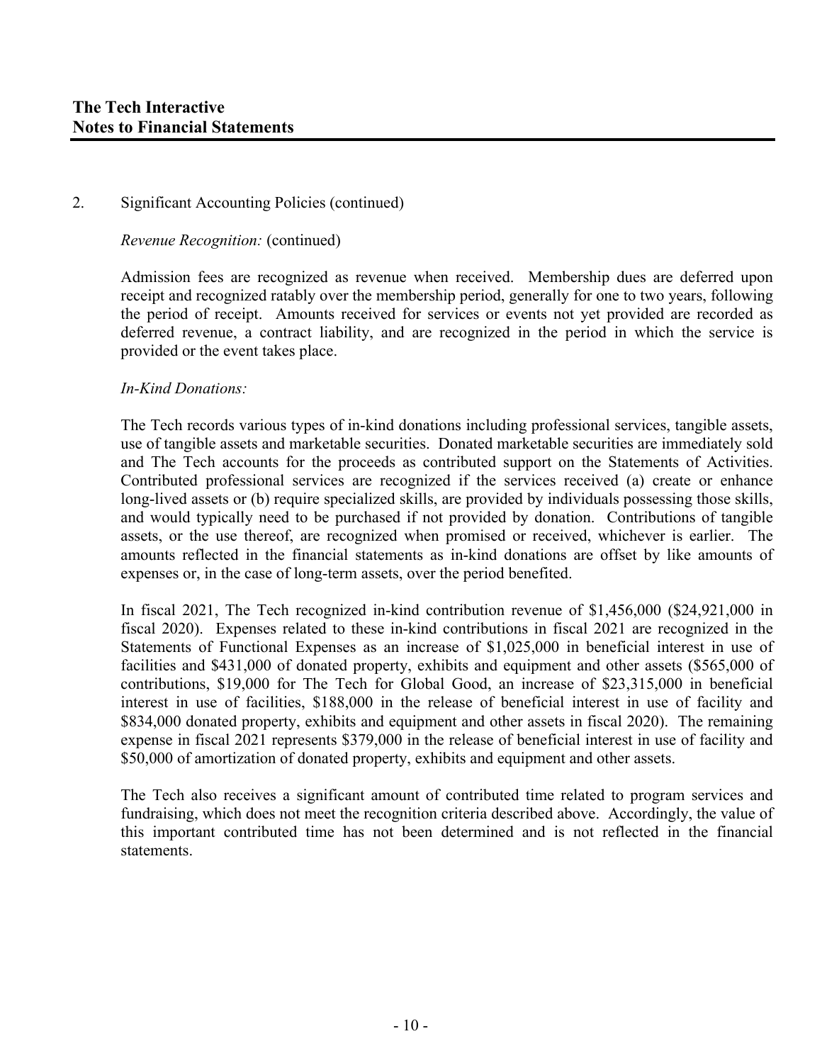2. Significant Accounting Policies (continued)

*Revenue Recognition:* (continued)

Admission fees are recognized as revenue when received. Membership dues are deferred upon receipt and recognized ratably over the membership period, generally for one to two years, following the period of receipt. Amounts received for services or events not yet provided are recorded as deferred revenue, a contract liability, and are recognized in the period in which the service is provided or the event takes place.

*In-Kind Donations:*

The Tech records various types of in-kind donations including professional services, tangible assets, use of tangible assets and marketable securities. Donated marketable securities are immediately sold and The Tech accounts for the proceeds as contributed support on the Statements of Activities. Contributed professional services are recognized if the services received (a) create or enhance long-lived assets or (b) require specialized skills, are provided by individuals possessing those skills, and would typically need to be purchased if not provided by donation. Contributions of tangible assets, or the use thereof, are recognized when promised or received, whichever is earlier. The amounts reflected in the financial statements as in-kind donations are offset by like amounts of expenses or, in the case of long-term assets, over the period benefited.

In fiscal 2021, The Tech recognized in-kind contribution revenue of $1,456,000 ($24,921,000 in fiscal 2020). Expenses related to these in-kind contributions in fiscal 2021 are recognized in the Statements of Functional Expenses as an increase of $1,025,000 in beneficial interest in use of facilities and $431,000 of donated property, exhibits and equipment and other assets ($565,000 of contributions, $19,000 for The Tech for Global Good, an increase of $23,315,000 in beneficial interest in use of facilities, $188,000 in the release of beneficial interest in use of facility and $834,000 donated property, exhibits and equipment and other assets in fiscal 2020). The remaining expense in fiscal 2021 represents $379,000 in the release of beneficial interest in use of facility and $50,000 of amortization of donated property, exhibits and equipment and other assets.

The Tech also receives a significant amount of contributed time related to program services and fundraising, which does not meet the recognition criteria described above. Accordingly, the value of this important contributed time has not been determined and is not reflected in the financial statements.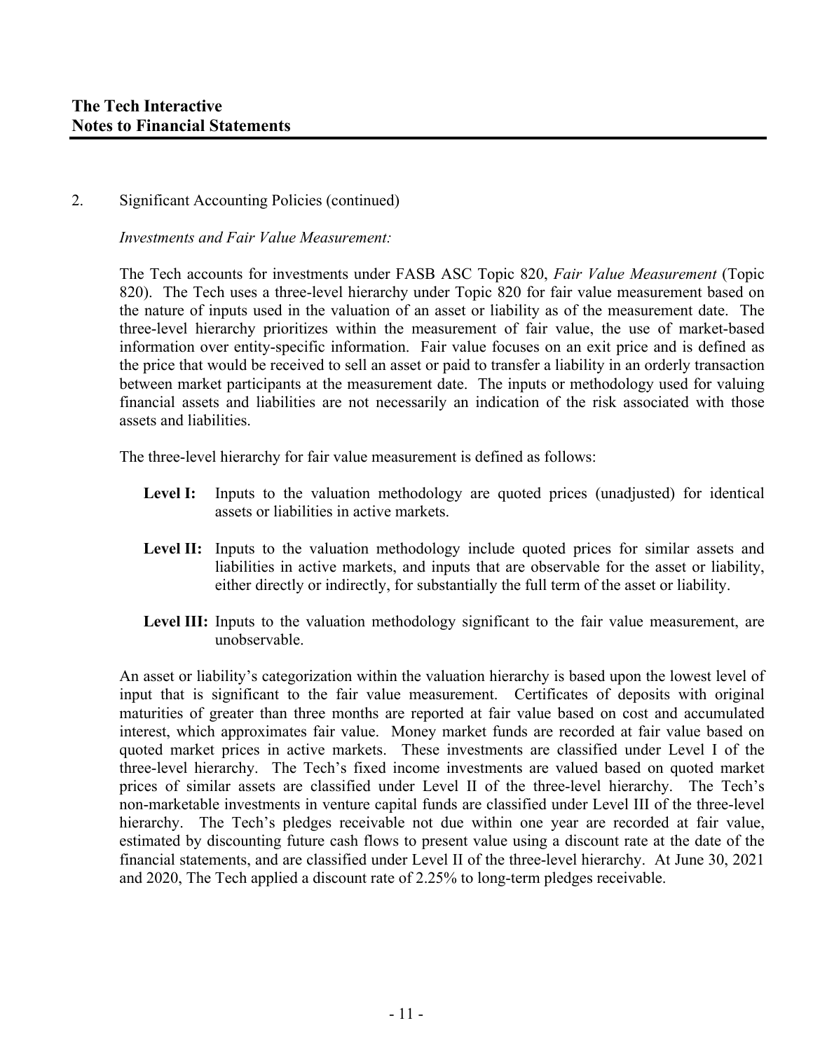2. Significant Accounting Policies (continued)

*Investments and Fair Value Measurement:*

The Tech accounts for investments under FASB ASC Topic 820, *Fair Value Measurement* (Topic 820). The Tech uses a three-level hierarchy under Topic 820 for fair value measurement based on the nature of inputs used in the valuation of an asset or liability as of the measurement date. The three-level hierarchy prioritizes within the measurement of fair value, the use of market-based information over entity-specific information. Fair value focuses on an exit price and is defined as the price that would be received to sell an asset or paid to transfer a liability in an orderly transaction between market participants at the measurement date. The inputs or methodology used for valuing financial assets and liabilities are not necessarily an indication of the risk associated with those assets and liabilities.

The three-level hierarchy for fair value measurement is defined as follows:

- **Level I:** Inputs to the valuation methodology are quoted prices (unadjusted) for identical assets or liabilities in active markets.
- **Level II:** Inputs to the valuation methodology include quoted prices for similar assets and liabilities in active markets, and inputs that are observable for the asset or liability, either directly or indirectly, for substantially the full term of the asset or liability.
- **Level III:** Inputs to the valuation methodology significant to the fair value measurement, are unobservable.

An asset or liability's categorization within the valuation hierarchy is based upon the lowest level of input that is significant to the fair value measurement. Certificates of deposits with original maturities of greater than three months are reported at fair value based on cost and accumulated interest, which approximates fair value. Money market funds are recorded at fair value based on quoted market prices in active markets. These investments are classified under Level I of the three-level hierarchy. The Tech's fixed income investments are valued based on quoted market prices of similar assets are classified under Level II of the three-level hierarchy. The Tech's non-marketable investments in venture capital funds are classified under Level III of the three-level hierarchy. The Tech's pledges receivable not due within one year are recorded at fair value, estimated by discounting future cash flows to present value using a discount rate at the date of the financial statements, and are classified under Level II of the three-level hierarchy. At June 30, 2021 and 2020, The Tech applied a discount rate of 2.25% to long-term pledges receivable.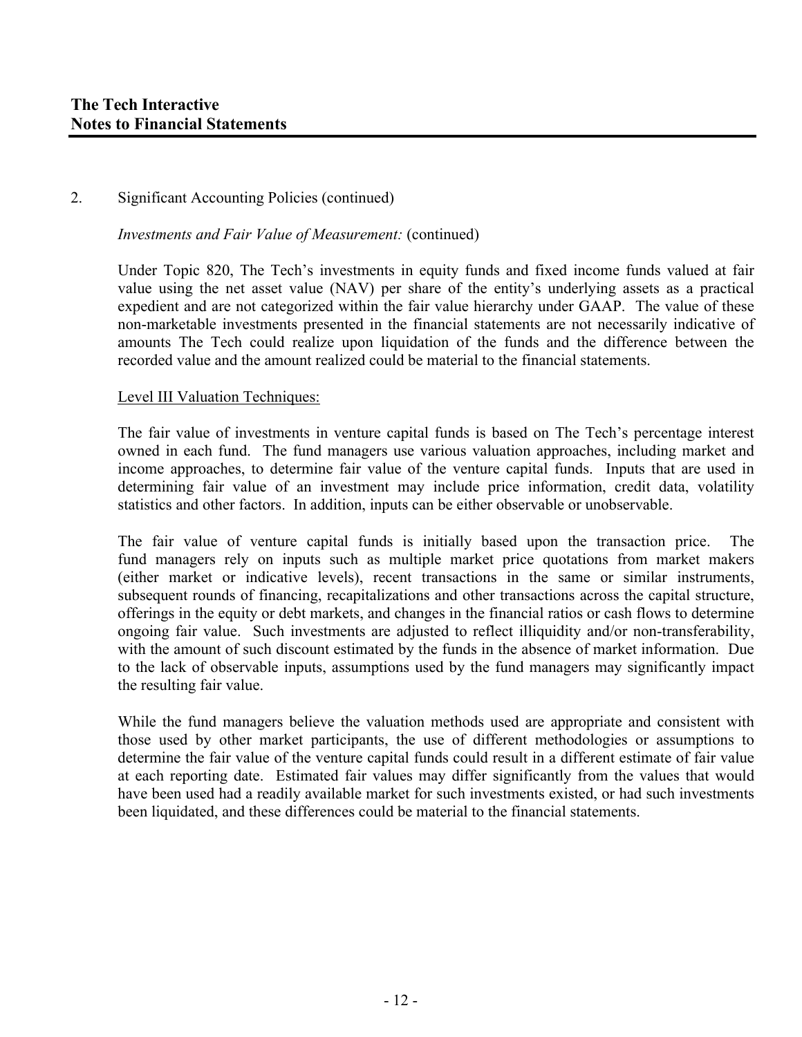2. Significant Accounting Policies (continued)

*Investments and Fair Value of Measurement:* (continued)

Under Topic 820, The Tech's investments in equity funds and fixed income funds valued at fair value using the net asset value (NAV) per share of the entity's underlying assets as a practical expedient and are not categorized within the fair value hierarchy under GAAP. The value of these non-marketable investments presented in the financial statements are not necessarily indicative of amounts The Tech could realize upon liquidation of the funds and the difference between the recorded value and the amount realized could be material to the financial statements.

<u>Level III Valuation Techniques:</u>

The fair value of investments in venture capital funds is based on The Tech's percentage interest owned in each fund. The fund managers use various valuation approaches, including market and income approaches, to determine fair value of the venture capital funds. Inputs that are used in determining fair value of an investment may include price information, credit data, volatility statistics and other factors. In addition, inputs can be either observable or unobservable.

The fair value of venture capital funds is initially based upon the transaction price. The fund managers rely on inputs such as multiple market price quotations from market makers (either market or indicative levels), recent transactions in the same or similar instruments, subsequent rounds of financing, recapitalizations and other transactions across the capital structure, offerings in the equity or debt markets, and changes in the financial ratios or cash flows to determine ongoing fair value. Such investments are adjusted to reflect illiquidity and/or non-transferability, with the amount of such discount estimated by the funds in the absence of market information. Due to the lack of observable inputs, assumptions used by the fund managers may significantly impact the resulting fair value.

While the fund managers believe the valuation methods used are appropriate and consistent with those used by other market participants, the use of different methodologies or assumptions to determine the fair value of the venture capital funds could result in a different estimate of fair value at each reporting date. Estimated fair values may differ significantly from the values that would have been used had a readily available market for such investments existed, or had such investments been liquidated, and these differences could be material to the financial statements.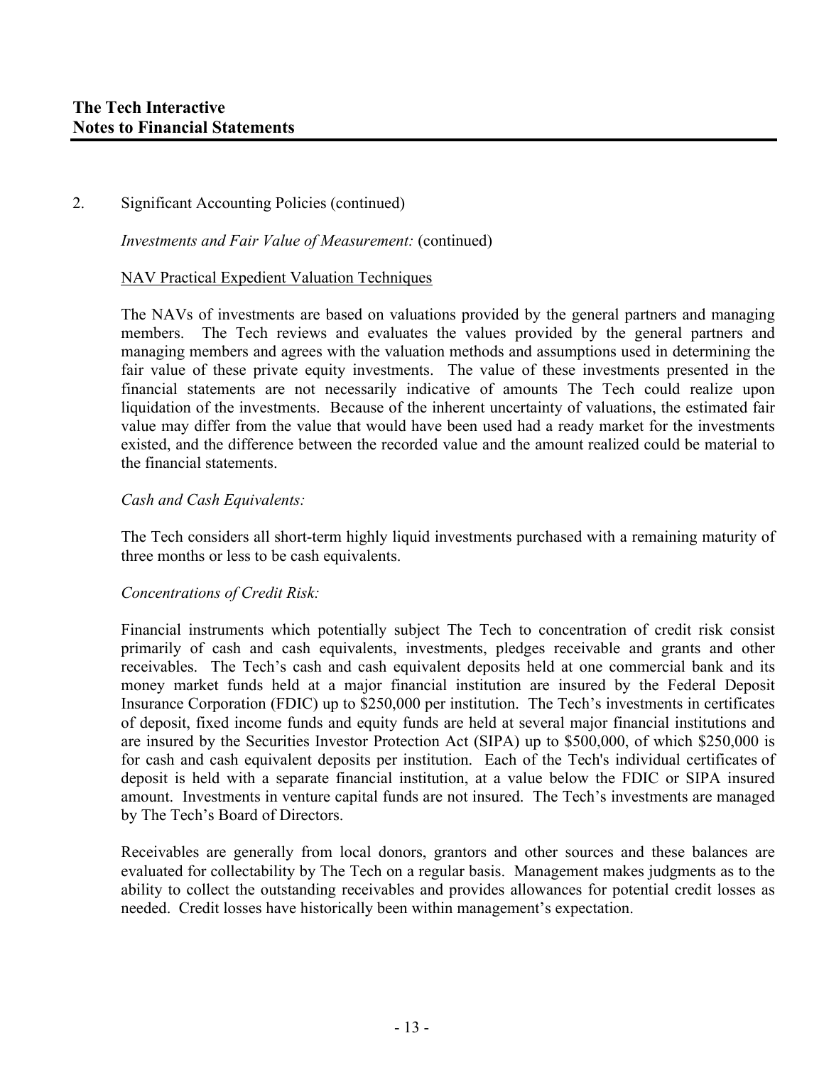2. Significant Accounting Policies (continued)

*Investments and Fair Value of Measurement:* (continued)

NAV Practical Expedient Valuation Techniques

The NAVs of investments are based on valuations provided by the general partners and managing members. The Tech reviews and evaluates the values provided by the general partners and managing members and agrees with the valuation methods and assumptions used in determining the fair value of these private equity investments. The value of these investments presented in the financial statements are not necessarily indicative of amounts The Tech could realize upon liquidation of the investments. Because of the inherent uncertainty of valuations, the estimated fair value may differ from the value that would have been used had a ready market for the investments existed, and the difference between the recorded value and the amount realized could be material to the financial statements.

*Cash and Cash Equivalents:*

The Tech considers all short-term highly liquid investments purchased with a remaining maturity of three months or less to be cash equivalents.

*Concentrations of Credit Risk:*

Financial instruments which potentially subject The Tech to concentration of credit risk consist primarily of cash and cash equivalents, investments, pledges receivable and grants and other receivables. The Tech's cash and cash equivalent deposits held at one commercial bank and its money market funds held at a major financial institution are insured by the Federal Deposit Insurance Corporation (FDIC) up to $250,000 per institution. The Tech's investments in certificates of deposit, fixed income funds and equity funds are held at several major financial institutions and are insured by the Securities Investor Protection Act (SIPA) up to $500,000, of which $250,000 is for cash and cash equivalent deposits per institution. Each of the Tech's individual certificates of deposit is held with a separate financial institution, at a value below the FDIC or SIPA insured amount. Investments in venture capital funds are not insured. The Tech's investments are managed by The Tech's Board of Directors.

Receivables are generally from local donors, grantors and other sources and these balances are evaluated for collectability by The Tech on a regular basis. Management makes judgments as to the ability to collect the outstanding receivables and provides allowances for potential credit losses as needed. Credit losses have historically been within management's expectation.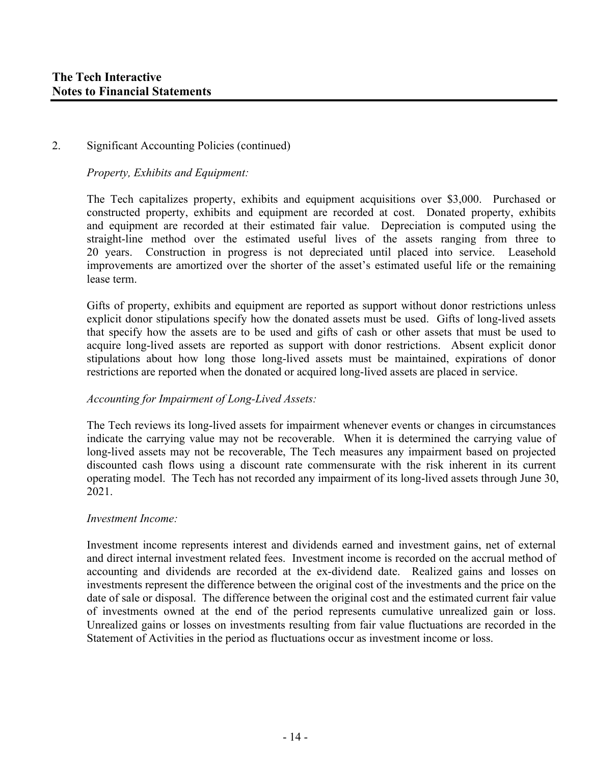2. Significant Accounting Policies (continued)

*Property, Exhibits and Equipment:*

The Tech capitalizes property, exhibits and equipment acquisitions over $3,000. Purchased or constructed property, exhibits and equipment are recorded at cost. Donated property, exhibits and equipment are recorded at their estimated fair value. Depreciation is computed using the straight-line method over the estimated useful lives of the assets ranging from three to 20 years. Construction in progress is not depreciated until placed into service. Leasehold improvements are amortized over the shorter of the asset's estimated useful life or the remaining lease term.

Gifts of property, exhibits and equipment are reported as support without donor restrictions unless explicit donor stipulations specify how the donated assets must be used. Gifts of long-lived assets that specify how the assets are to be used and gifts of cash or other assets that must be used to acquire long-lived assets are reported as support with donor restrictions. Absent explicit donor stipulations about how long those long-lived assets must be maintained, expirations of donor restrictions are reported when the donated or acquired long-lived assets are placed in service.

*Accounting for Impairment of Long-Lived Assets:*

The Tech reviews its long-lived assets for impairment whenever events or changes in circumstances indicate the carrying value may not be recoverable. When it is determined the carrying value of long-lived assets may not be recoverable, The Tech measures any impairment based on projected discounted cash flows using a discount rate commensurate with the risk inherent in its current operating model. The Tech has not recorded any impairment of its long-lived assets through June 30, 2021.

*Investment Income:*

Investment income represents interest and dividends earned and investment gains, net of external and direct internal investment related fees. Investment income is recorded on the accrual method of accounting and dividends are recorded at the ex-dividend date. Realized gains and losses on investments represent the difference between the original cost of the investments and the price on the date of sale or disposal. The difference between the original cost and the estimated current fair value of investments owned at the end of the period represents cumulative unrealized gain or loss. Unrealized gains or losses on investments resulting from fair value fluctuations are recorded in the Statement of Activities in the period as fluctuations occur as investment income or loss.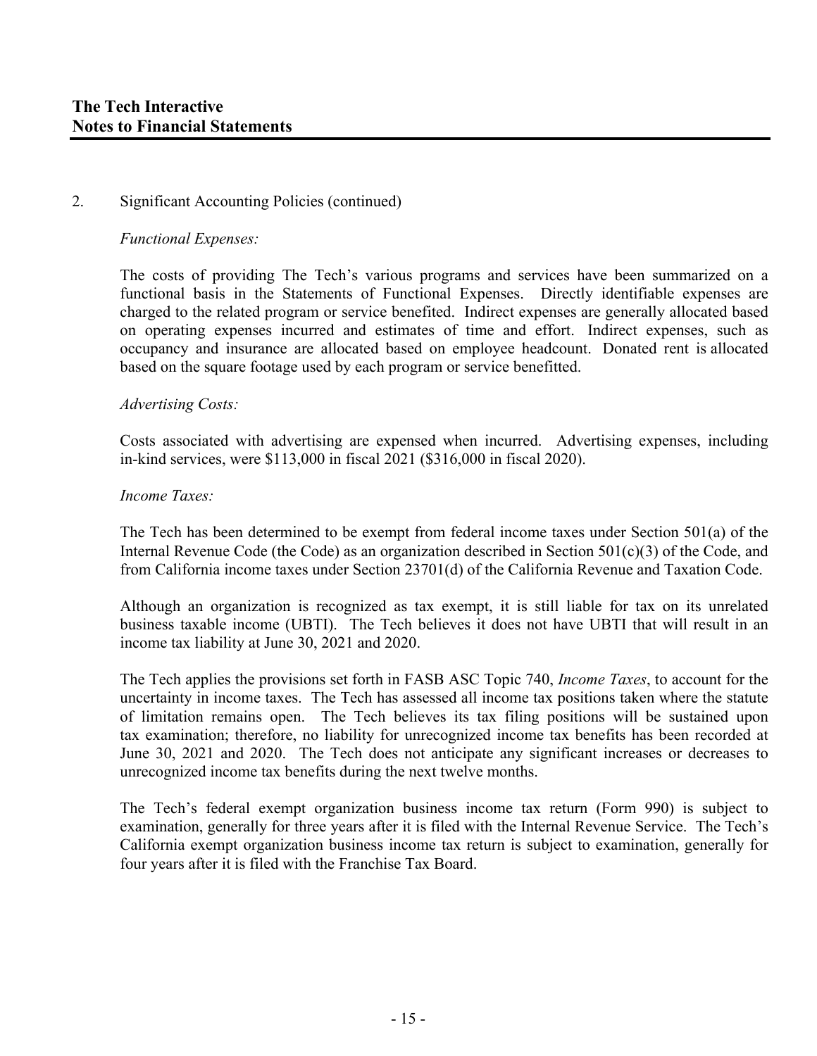## 2. Significant Accounting Policies (continued)

*Functional Expenses:*

The costs of providing The Tech's various programs and services have been summarized on a functional basis in the Statements of Functional Expenses. Directly identifiable expenses are charged to the related program or service benefited. Indirect expenses are generally allocated based on operating expenses incurred and estimates of time and effort. Indirect expenses, such as occupancy and insurance are allocated based on employee headcount. Donated rent is allocated based on the square footage used by each program or service benefitted.

*Advertising Costs:*

Costs associated with advertising are expensed when incurred. Advertising expenses, including in-kind services, were $113,000 in fiscal 2021 ($316,000 in fiscal 2020).

*Income Taxes:*

The Tech has been determined to be exempt from federal income taxes under Section 501(a) of the Internal Revenue Code (the Code) as an organization described in Section 501(c)(3) of the Code, and from California income taxes under Section 23701(d) of the California Revenue and Taxation Code.

Although an organization is recognized as tax exempt, it is still liable for tax on its unrelated business taxable income (UBTI). The Tech believes it does not have UBTI that will result in an income tax liability at June 30, 2021 and 2020.

The Tech applies the provisions set forth in FASB ASC Topic 740, *Income Taxes*, to account for the uncertainty in income taxes. The Tech has assessed all income tax positions taken where the statute of limitation remains open. The Tech believes its tax filing positions will be sustained upon tax examination; therefore, no liability for unrecognized income tax benefits has been recorded at June 30, 2021 and 2020. The Tech does not anticipate any significant increases or decreases to unrecognized income tax benefits during the next twelve months.

The Tech's federal exempt organization business income tax return (Form 990) is subject to examination, generally for three years after it is filed with the Internal Revenue Service. The Tech's California exempt organization business income tax return is subject to examination, generally for four years after it is filed with the Franchise Tax Board.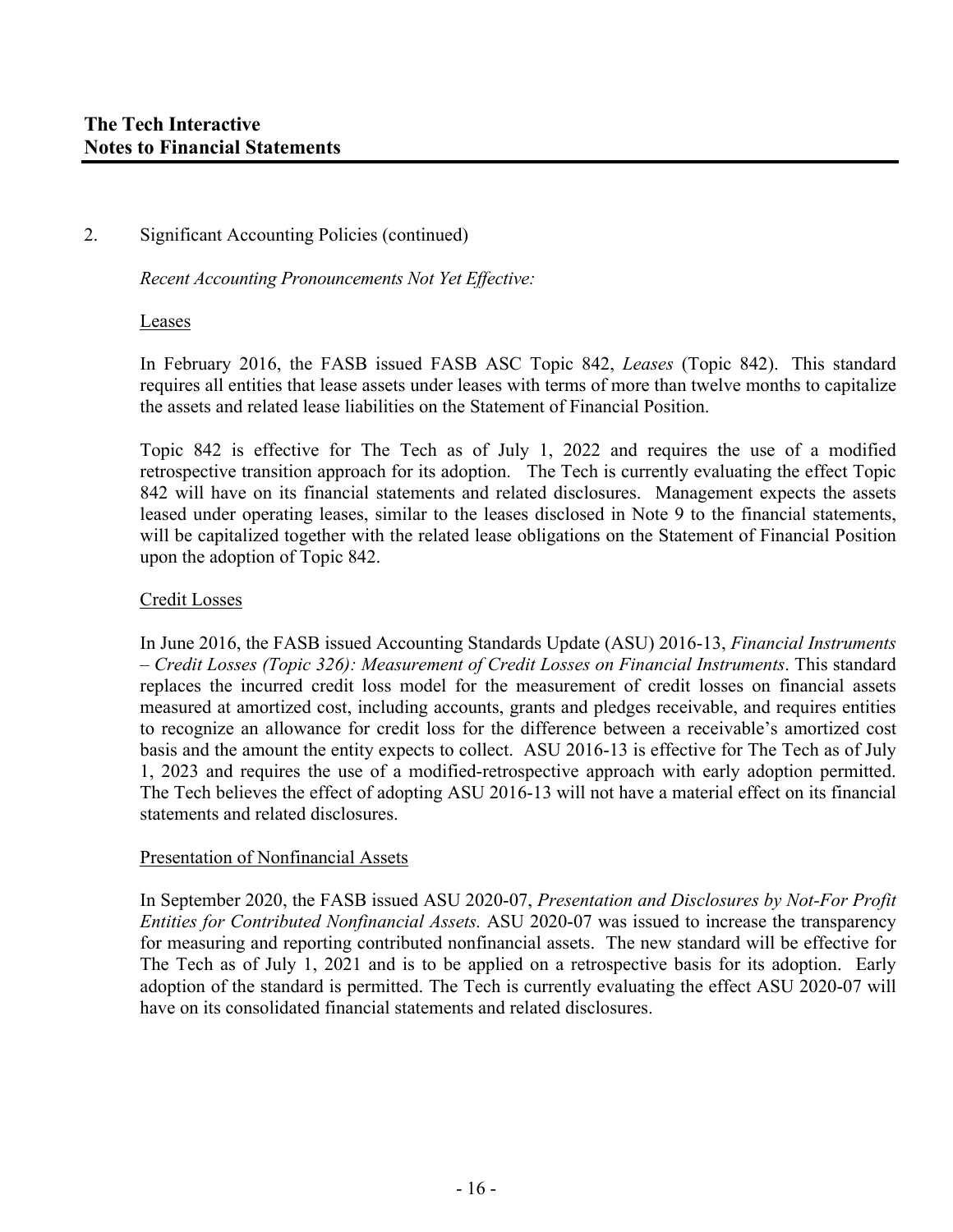2. Significant Accounting Policies (continued)

*Recent Accounting Pronouncements Not Yet Effective:*

Leases

In February 2016, the FASB issued FASB ASC Topic 842, *Leases* (Topic 842). This standard requires all entities that lease assets under leases with terms of more than twelve months to capitalize the assets and related lease liabilities on the Statement of Financial Position.

Topic 842 is effective for The Tech as of July 1, 2022 and requires the use of a modified retrospective transition approach for its adoption. The Tech is currently evaluating the effect Topic 842 will have on its financial statements and related disclosures. Management expects the assets leased under operating leases, similar to the leases disclosed in Note 9 to the financial statements, will be capitalized together with the related lease obligations on the Statement of Financial Position upon the adoption of Topic 842.

Credit Losses

In June 2016, the FASB issued Accounting Standards Update (ASU) 2016-13, *Financial Instruments – Credit Losses (Topic 326): Measurement of Credit Losses on Financial Instruments*. This standard replaces the incurred credit loss model for the measurement of credit losses on financial assets measured at amortized cost, including accounts, grants and pledges receivable, and requires entities to recognize an allowance for credit loss for the difference between a receivable's amortized cost basis and the amount the entity expects to collect. ASU 2016-13 is effective for The Tech as of July 1, 2023 and requires the use of a modified-retrospective approach with early adoption permitted. The Tech believes the effect of adopting ASU 2016-13 will not have a material effect on its financial statements and related disclosures.

Presentation of Nonfinancial Assets

In September 2020, the FASB issued ASU 2020-07, *Presentation and Disclosures by Not-For Profit Entities for Contributed Nonfinancial Assets.* ASU 2020-07 was issued to increase the transparency for measuring and reporting contributed nonfinancial assets. The new standard will be effective for The Tech as of July 1, 2021 and is to be applied on a retrospective basis for its adoption. Early adoption of the standard is permitted. The Tech is currently evaluating the effect ASU 2020-07 will have on its consolidated financial statements and related disclosures.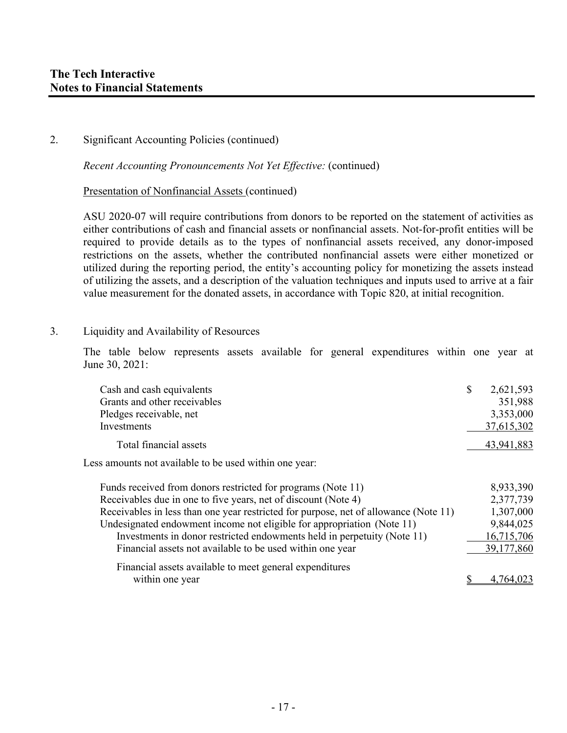2. Significant Accounting Policies (continued)

*Recent Accounting Pronouncements Not Yet Effective:* (continued)

Presentation of Nonfinancial Assets (continued)

ASU 2020-07 will require contributions from donors to be reported on the statement of activities as either contributions of cash and financial assets or nonfinancial assets. Not-for-profit entities will be required to provide details as to the types of nonfinancial assets received, any donor-imposed restrictions on the assets, whether the contributed nonfinancial assets were either monetized or utilized during the reporting period, the entity's accounting policy for monetizing the assets instead of utilizing the assets, and a description of the valuation techniques and inputs used to arrive at a fair value measurement for the donated assets, in accordance with Topic 820, at initial recognition.

3. Liquidity and Availability of Resources

The table below represents assets available for general expenditures within one year at June 30, 2021:

| | |
|---|---|
| Cash and cash equivalents | $ 2,621,593 |
| Grants and other receivables | 351,988 |
| Pledges receivable, net | 3,353,000 |
| Investments | 37,615,302 |
| Total financial assets | 43,941,883 |
| Less amounts not available to be used within one year: | |
| Funds received from donors restricted for programs (Note 11) | 8,933,390 |
| Receivables due in one to five years, net of discount (Note 4) | 2,377,739 |
| Receivables in less than one year restricted for purpose, net of allowance (Note 11) | 1,307,000 |
| Undesignated endowment income not eligible for appropriation (Note 11) | 9,844,025 |
| Investments in donor restricted endowments held in perpetuity (Note 11) | 16,715,706 |
| Financial assets not available to be used within one year | 39,177,860 |
| Financial assets available to meet general expenditures within one year | $ 4,764,023 |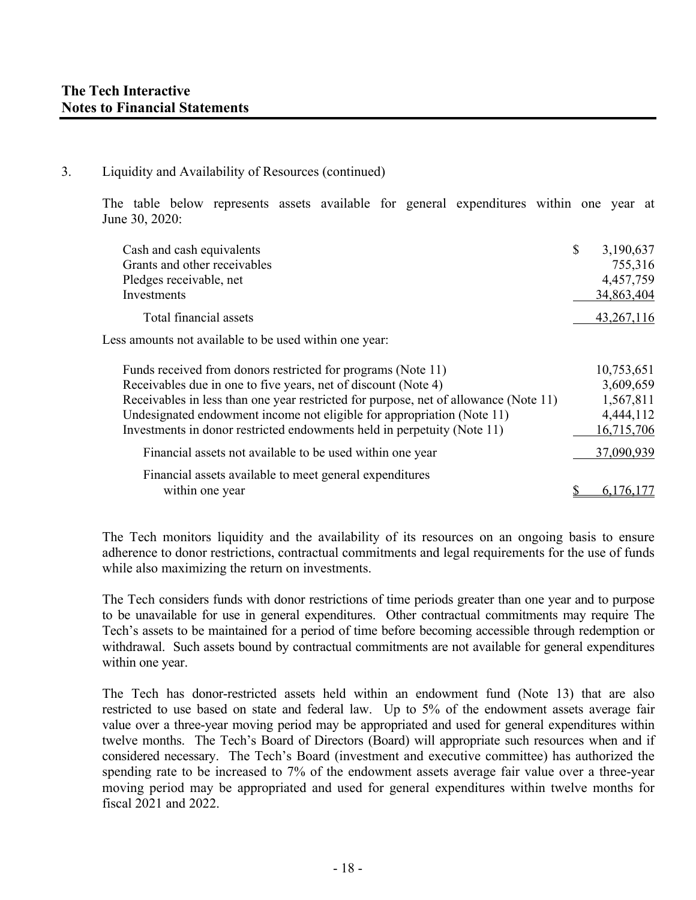3. Liquidity and Availability of Resources (continued)

The table below represents assets available for general expenditures within one year at June 30, 2020:

| | |
|---|---|
| Cash and cash equivalents | $ 3,190,637 |
| Grants and other receivables | 755,316 |
| Pledges receivable, net | 4,457,759 |
| Investments | 34,863,404 |
| Total financial assets | 43,267,116 |
| Less amounts not available to be used within one year: | |
| Funds received from donors restricted for programs (Note 11) | 10,753,651 |
| Receivables due in one to five years, net of discount (Note 4) | 3,609,659 |
| Receivables in less than one year restricted for purpose, net of allowance (Note 11) | 1,567,811 |
| Undesignated endowment income not eligible for appropriation (Note 11) | 4,444,112 |
| Investments in donor restricted endowments held in perpetuity (Note 11) | 16,715,706 |
| Financial assets not available to be used within one year | 37,090,939 |
| Financial assets available to meet general expenditures within one year | $ 6,176,177 |

The Tech monitors liquidity and the availability of its resources on an ongoing basis to ensure adherence to donor restrictions, contractual commitments and legal requirements for the use of funds while also maximizing the return on investments.

The Tech considers funds with donor restrictions of time periods greater than one year and to purpose to be unavailable for use in general expenditures. Other contractual commitments may require The Tech's assets to be maintained for a period of time before becoming accessible through redemption or withdrawal. Such assets bound by contractual commitments are not available for general expenditures within one year.

The Tech has donor-restricted assets held within an endowment fund (Note 13) that are also restricted to use based on state and federal law. Up to 5% of the endowment assets average fair value over a three-year moving period may be appropriated and used for general expenditures within twelve months. The Tech's Board of Directors (Board) will appropriate such resources when and if considered necessary. The Tech's Board (investment and executive committee) has authorized the spending rate to be increased to 7% of the endowment assets average fair value over a three-year moving period may be appropriated and used for general expenditures within twelve months for fiscal 2021 and 2022.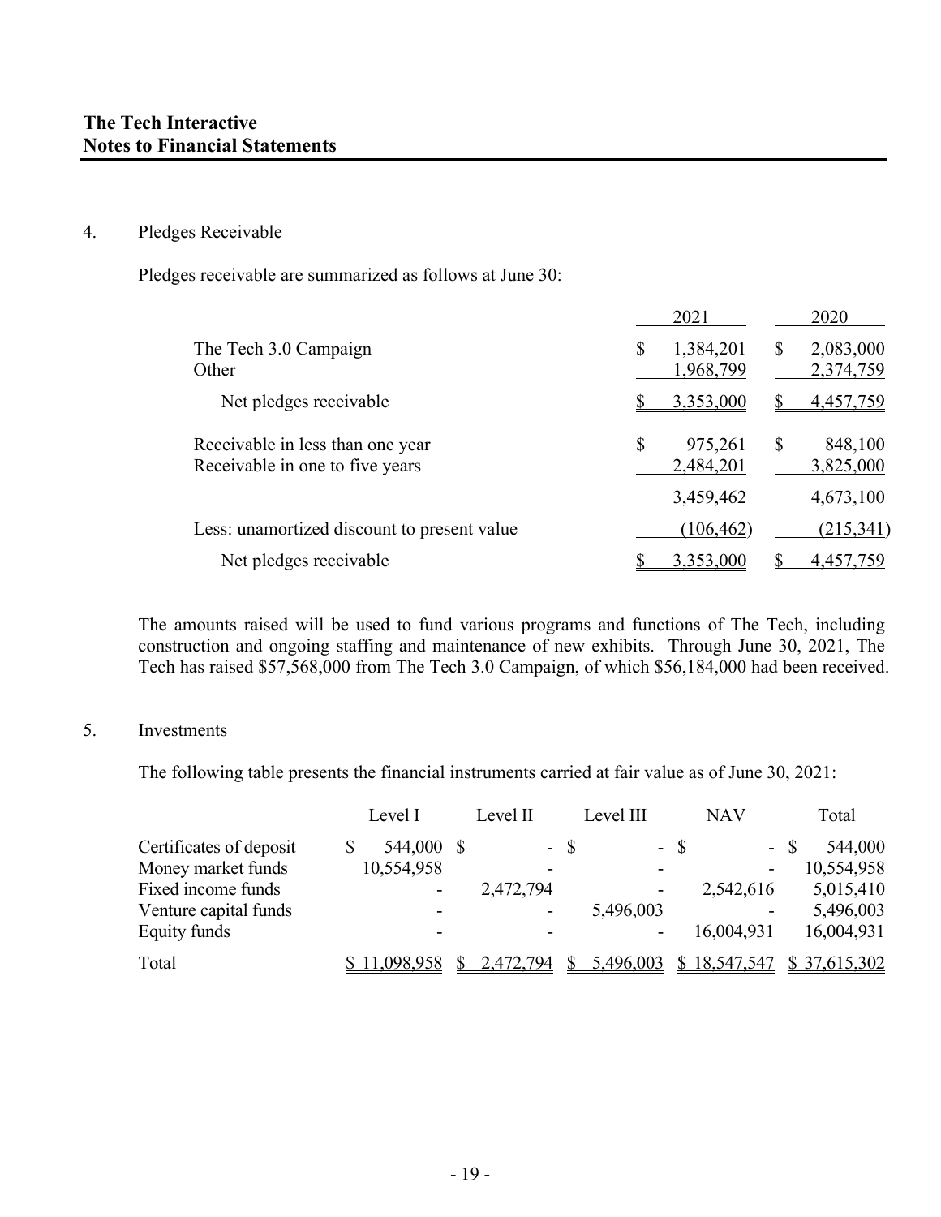# The Tech Interactive
## Notes to Financial Statements

4. Pledges Receivable

Pledges receivable are summarized as follows at June 30:

| | 2021 | 2020 |
|---|---|---|
| The Tech 3.0 Campaign | $ 1,384,201 | $ 2,083,000 |
| Other | 1,968,799 | 2,374,759 |
| Net pledges receivable | $ 3,353,000 | $ 4,457,759 |
| Receivable in less than one year | $ 975,261 | $ 848,100 |
| Receivable in one to five years | 2,484,201 | 3,825,000 |
| | 3,459,462 | 4,673,100 |
| Less: unamortized discount to present value | (106,462) | (215,341) |
| Net pledges receivable | $ 3,353,000 | $ 4,457,759 |

The amounts raised will be used to fund various programs and functions of The Tech, including construction and ongoing staffing and maintenance of new exhibits. Through June 30, 2021, The Tech has raised $57,568,000 from The Tech 3.0 Campaign, of which $56,184,000 had been received.

5. Investments

The following table presents the financial instruments carried at fair value as of June 30, 2021:

| | Level I | Level II | Level III | NAV | Total |
|---|---|---|---|---|---|
| Certificates of deposit | $ 544,000 | $ - | $ - | $ - | $ 544,000 |
| Money market funds | 10,554,958 | - | - | - | 10,554,958 |
| Fixed income funds | - | 2,472,794 | - | 2,542,616 | 5,015,410 |
| Venture capital funds | - | - | 5,496,003 | - | 5,496,003 |
| Equity funds | - | - | - | 16,004,931 | 16,004,931 |
| Total | $ 11,098,958 | $ 2,472,794 | $ 5,496,003 | $ 18,547,547 | $ 37,615,302 |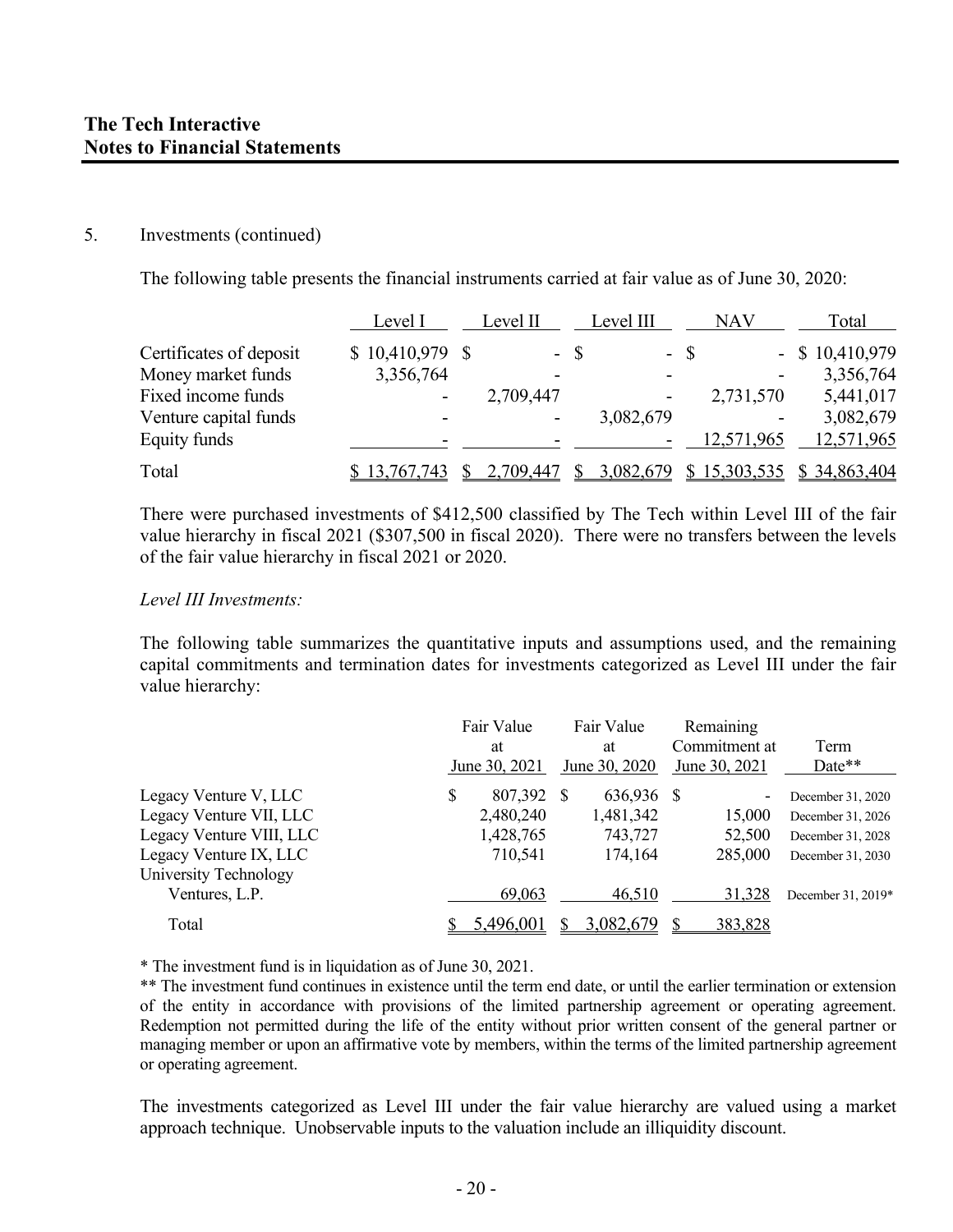5. Investments (continued)

The following table presents the financial instruments carried at fair value as of June 30, 2020:

| | Level I | Level II | Level III | NAV | Total |
|---|---|---|---|---|---|
| Certificates of deposit | $ 10,410,979 | $ - | $ - | $ - | $ 10,410,979 |
| Money market funds | 3,356,764 | - | - | - | 3,356,764 |
| Fixed income funds | - | 2,709,447 | - | 2,731,570 | 5,441,017 |
| Venture capital funds | - | - | 3,082,679 | - | 3,082,679 |
| Equity funds | - | - | - | 12,571,965 | 12,571,965 |
| Total | $ 13,767,743 | $ 2,709,447 | $ 3,082,679 | $ 15,303,535 | $ 34,863,404 |

There were purchased investments of $412,500 classified by The Tech within Level III of the fair value hierarchy in fiscal 2021 ($307,500 in fiscal 2020). There were no transfers between the levels of the fair value hierarchy in fiscal 2021 or 2020.

*Level III Investments:*

The following table summarizes the quantitative inputs and assumptions used, and the remaining capital commitments and termination dates for investments categorized as Level III under the fair value hierarchy:

| | Fair Value at June 30, 2021 | Fair Value at June 30, 2020 | Remaining Commitment at June 30, 2021 | Term Date** |
|---|---|---|---|---|
| Legacy Venture V, LLC | $ 807,392 | $ 636,936 | $ - | December 31, 2020 |
| Legacy Venture VII, LLC | 2,480,240 | 1,481,342 | 15,000 | December 31, 2026 |
| Legacy Venture VIII, LLC | 1,428,765 | 743,727 | 52,500 | December 31, 2028 |
| Legacy Venture IX, LLC | 710,541 | 174,164 | 285,000 | December 31, 2030 |
| University Technology Ventures, L.P. | 69,063 | 46,510 | 31,328 | December 31, 2019* |
| Total | $ 5,496,001 | $ 3,082,679 | $ 383,828 | |

* The investment fund is in liquidation as of June 30, 2021.

** The investment fund continues in existence until the term end date, or until the earlier termination or extension of the entity in accordance with provisions of the limited partnership agreement or operating agreement. Redemption not permitted during the life of the entity without prior written consent of the general partner or managing member or upon an affirmative vote by members, within the terms of the limited partnership agreement or operating agreement.

The investments categorized as Level III under the fair value hierarchy are valued using a market approach technique. Unobservable inputs to the valuation include an illiquidity discount.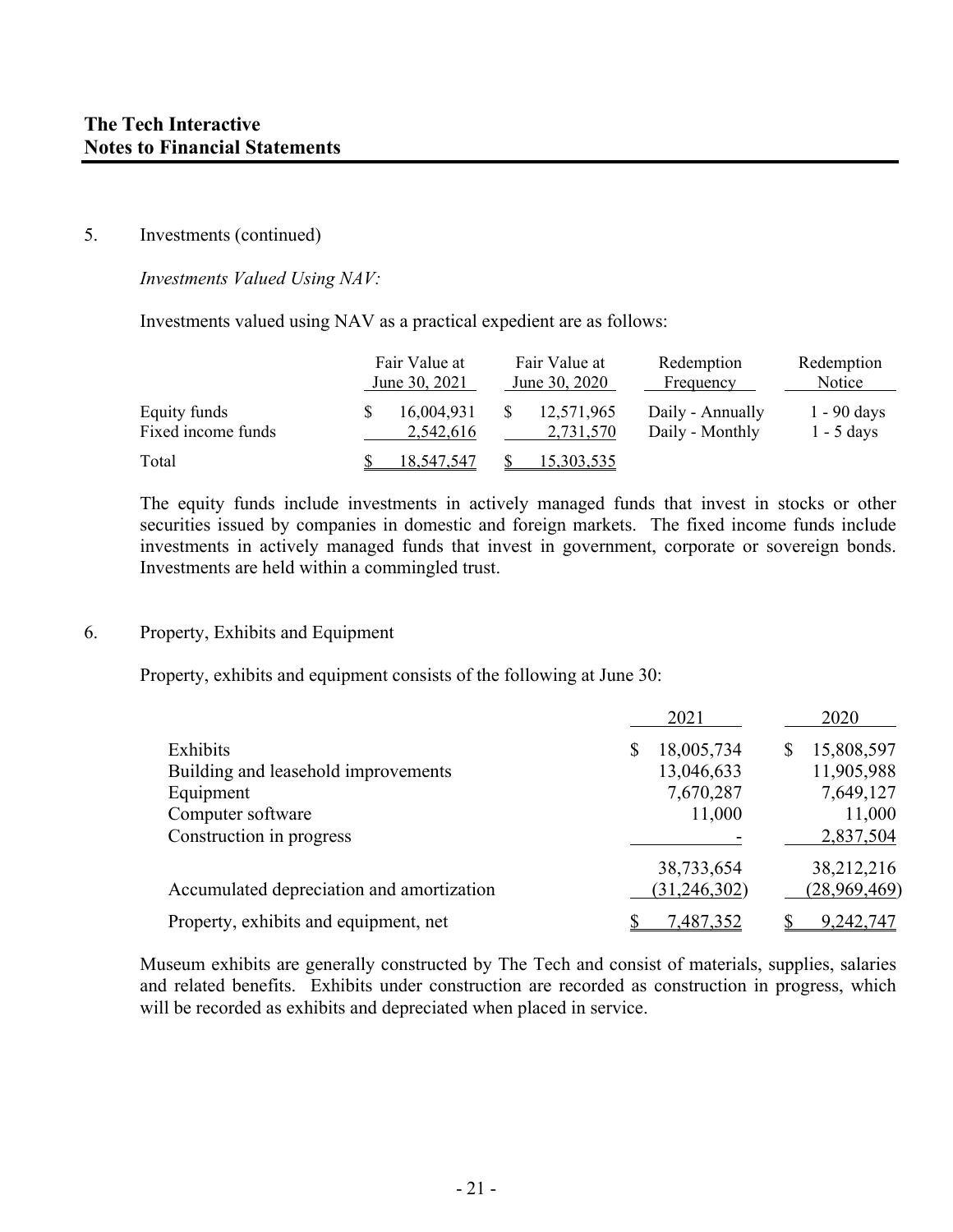5. Investments (continued)

*Investments Valued Using NAV:*

Investments valued using NAV as a practical expedient are as follows:

| | Fair Value at June 30, 2021 | Fair Value at June 30, 2020 | Redemption Frequency | Redemption Notice |
|---|---|---|---|---|
| Equity funds | $ 16,004,931 | $ 12,571,965 | Daily - Annually | 1 - 90 days |
| Fixed income funds | 2,542,616 | 2,731,570 | Daily - Monthly | 1 - 5 days |
| Total | $ 18,547,547 | $ 15,303,535 | | |

The equity funds include investments in actively managed funds that invest in stocks or other securities issued by companies in domestic and foreign markets. The fixed income funds include investments in actively managed funds that invest in government, corporate or sovereign bonds. Investments are held within a commingled trust.

6. Property, Exhibits and Equipment

Property, exhibits and equipment consists of the following at June 30:

| | 2021 | 2020 |
|---|---|---|
| Exhibits | $ 18,005,734 | $ 15,808,597 |
| Building and leasehold improvements | 13,046,633 | 11,905,988 |
| Equipment | 7,670,287 | 7,649,127 |
| Computer software | 11,000 | 11,000 |
| Construction in progress | - | 2,837,504 |
| | 38,733,654 | 38,212,216 |
| Accumulated depreciation and amortization | (31,246,302) | (28,969,469) |
| Property, exhibits and equipment, net | $ 7,487,352 | $ 9,242,747 |

Museum exhibits are generally constructed by The Tech and consist of materials, supplies, salaries and related benefits. Exhibits under construction are recorded as construction in progress, which will be recorded as exhibits and depreciated when placed in service.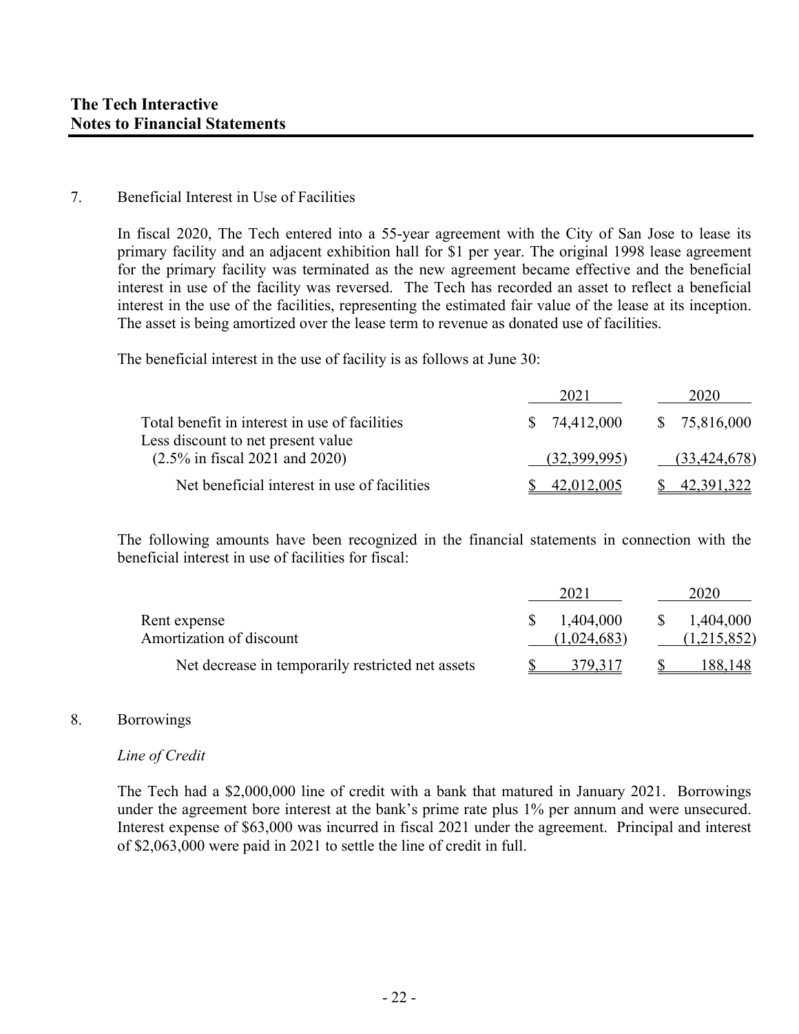## 7. Beneficial Interest in Use of Facilities

In fiscal 2020, The Tech entered into a 55-year agreement with the City of San Jose to lease its primary facility and an adjacent exhibition hall for $1 per year. The original 1998 lease agreement for the primary facility was terminated as the new agreement became effective and the beneficial interest in use of the facility was reversed. The Tech has recorded an asset to reflect a beneficial interest in the use of the facilities, representing the estimated fair value of the lease at its inception. The asset is being amortized over the lease term to revenue as donated use of facilities.

The beneficial interest in the use of facility is as follows at June 30:

| | 2021 | 2020 |
|---|---|---|
| Total benefit in interest in use of facilities | $ 74,412,000 | $ 75,816,000 |
| Less discount to net present value (2.5% in fiscal 2021 and 2020) | (32,399,995) | (33,424,678) |
| Net beneficial interest in use of facilities | $ 42,012,005 | $ 42,391,322 |

The following amounts have been recognized in the financial statements in connection with the beneficial interest in use of facilities for fiscal:

| | 2021 | 2020 |
|---|---|---|
| Rent expense | $ 1,404,000 | $ 1,404,000 |
| Amortization of discount | (1,024,683) | (1,215,852) |
| Net decrease in temporarily restricted net assets | $ 379,317 | $ 188,148 |

## 8. Borrowings

*Line of Credit*

The Tech had a $2,000,000 line of credit with a bank that matured in January 2021. Borrowings under the agreement bore interest at the bank's prime rate plus 1% per annum and were unsecured. Interest expense of $63,000 was incurred in fiscal 2021 under the agreement. Principal and interest of $2,063,000 were paid in 2021 to settle the line of credit in full.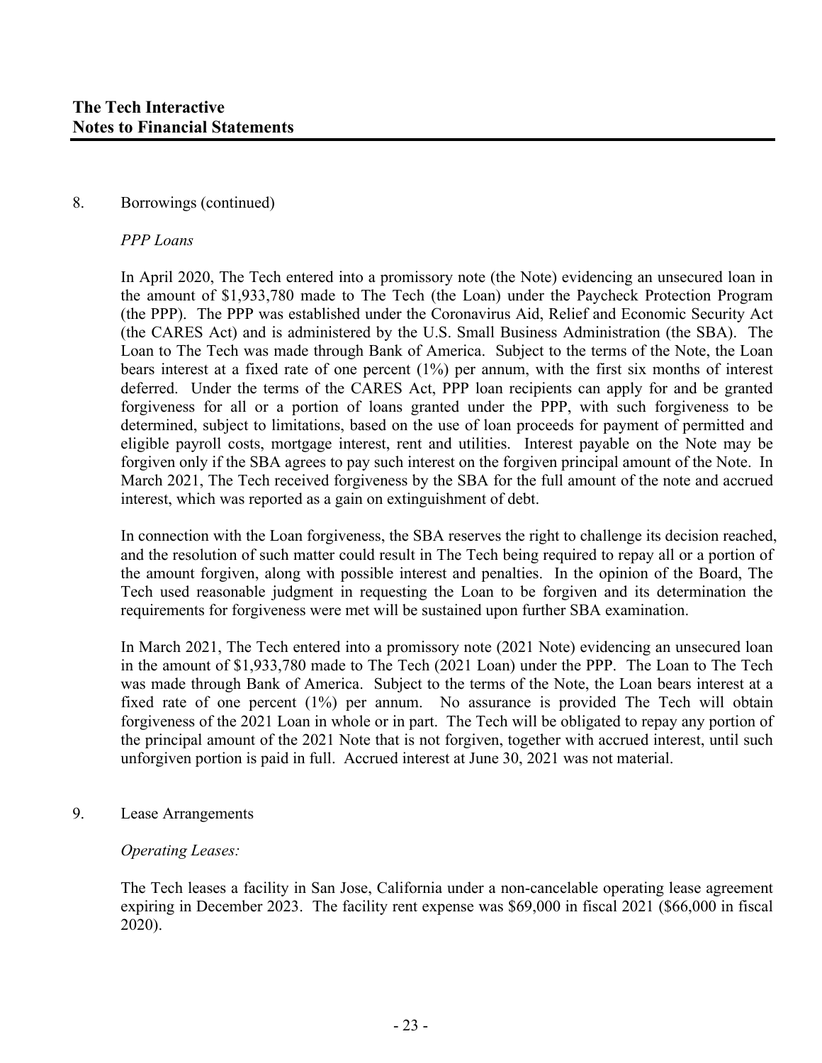8. Borrowings (continued)

*PPP Loans*

In April 2020, The Tech entered into a promissory note (the Note) evidencing an unsecured loan in the amount of $1,933,780 made to The Tech (the Loan) under the Paycheck Protection Program (the PPP). The PPP was established under the Coronavirus Aid, Relief and Economic Security Act (the CARES Act) and is administered by the U.S. Small Business Administration (the SBA). The Loan to The Tech was made through Bank of America. Subject to the terms of the Note, the Loan bears interest at a fixed rate of one percent (1%) per annum, with the first six months of interest deferred. Under the terms of the CARES Act, PPP loan recipients can apply for and be granted forgiveness for all or a portion of loans granted under the PPP, with such forgiveness to be determined, subject to limitations, based on the use of loan proceeds for payment of permitted and eligible payroll costs, mortgage interest, rent and utilities. Interest payable on the Note may be forgiven only if the SBA agrees to pay such interest on the forgiven principal amount of the Note. In March 2021, The Tech received forgiveness by the SBA for the full amount of the note and accrued interest, which was reported as a gain on extinguishment of debt.

In connection with the Loan forgiveness, the SBA reserves the right to challenge its decision reached, and the resolution of such matter could result in The Tech being required to repay all or a portion of the amount forgiven, along with possible interest and penalties. In the opinion of the Board, The Tech used reasonable judgment in requesting the Loan to be forgiven and its determination the requirements for forgiveness were met will be sustained upon further SBA examination.

In March 2021, The Tech entered into a promissory note (2021 Note) evidencing an unsecured loan in the amount of $1,933,780 made to The Tech (2021 Loan) under the PPP. The Loan to The Tech was made through Bank of America. Subject to the terms of the Note, the Loan bears interest at a fixed rate of one percent (1%) per annum. No assurance is provided The Tech will obtain forgiveness of the 2021 Loan in whole or in part. The Tech will be obligated to repay any portion of the principal amount of the 2021 Note that is not forgiven, together with accrued interest, until such unforgiven portion is paid in full. Accrued interest at June 30, 2021 was not material.

9. Lease Arrangements

*Operating Leases:*

The Tech leases a facility in San Jose, California under a non-cancelable operating lease agreement expiring in December 2023. The facility rent expense was $69,000 in fiscal 2021 ($66,000 in fiscal 2020).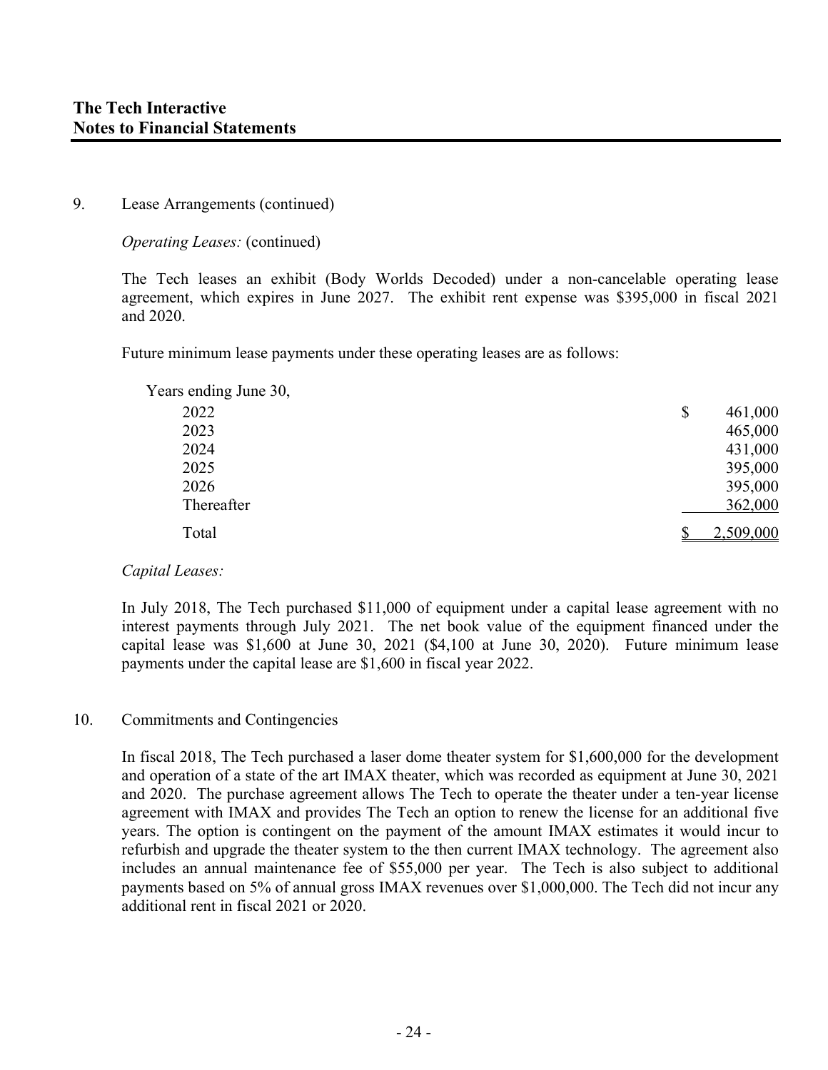9. Lease Arrangements (continued)

*Operating Leases:* (continued)

The Tech leases an exhibit (Body Worlds Decoded) under a non-cancelable operating lease agreement, which expires in June 2027. The exhibit rent expense was $395,000 in fiscal 2021 and 2020.

Future minimum lease payments under these operating leases are as follows:

| Years ending June 30, | |
|---|---|
| 2022 | $ 461,000 |
| 2023 | 465,000 |
| 2024 | 431,000 |
| 2025 | 395,000 |
| 2026 | 395,000 |
| Thereafter | 362,000 |
| Total | $ 2,509,000 |

*Capital Leases:*

In July 2018, The Tech purchased $11,000 of equipment under a capital lease agreement with no interest payments through July 2021. The net book value of the equipment financed under the capital lease was $1,600 at June 30, 2021 ($4,100 at June 30, 2020). Future minimum lease payments under the capital lease are $1,600 in fiscal year 2022.

10. Commitments and Contingencies

In fiscal 2018, The Tech purchased a laser dome theater system for $1,600,000 for the development and operation of a state of the art IMAX theater, which was recorded as equipment at June 30, 2021 and 2020. The purchase agreement allows The Tech to operate the theater under a ten-year license agreement with IMAX and provides The Tech an option to renew the license for an additional five years. The option is contingent on the payment of the amount IMAX estimates it would incur to refurbish and upgrade the theater system to the then current IMAX technology. The agreement also includes an annual maintenance fee of $55,000 per year. The Tech is also subject to additional payments based on 5% of annual gross IMAX revenues over $1,000,000. The Tech did not incur any additional rent in fiscal 2021 or 2020.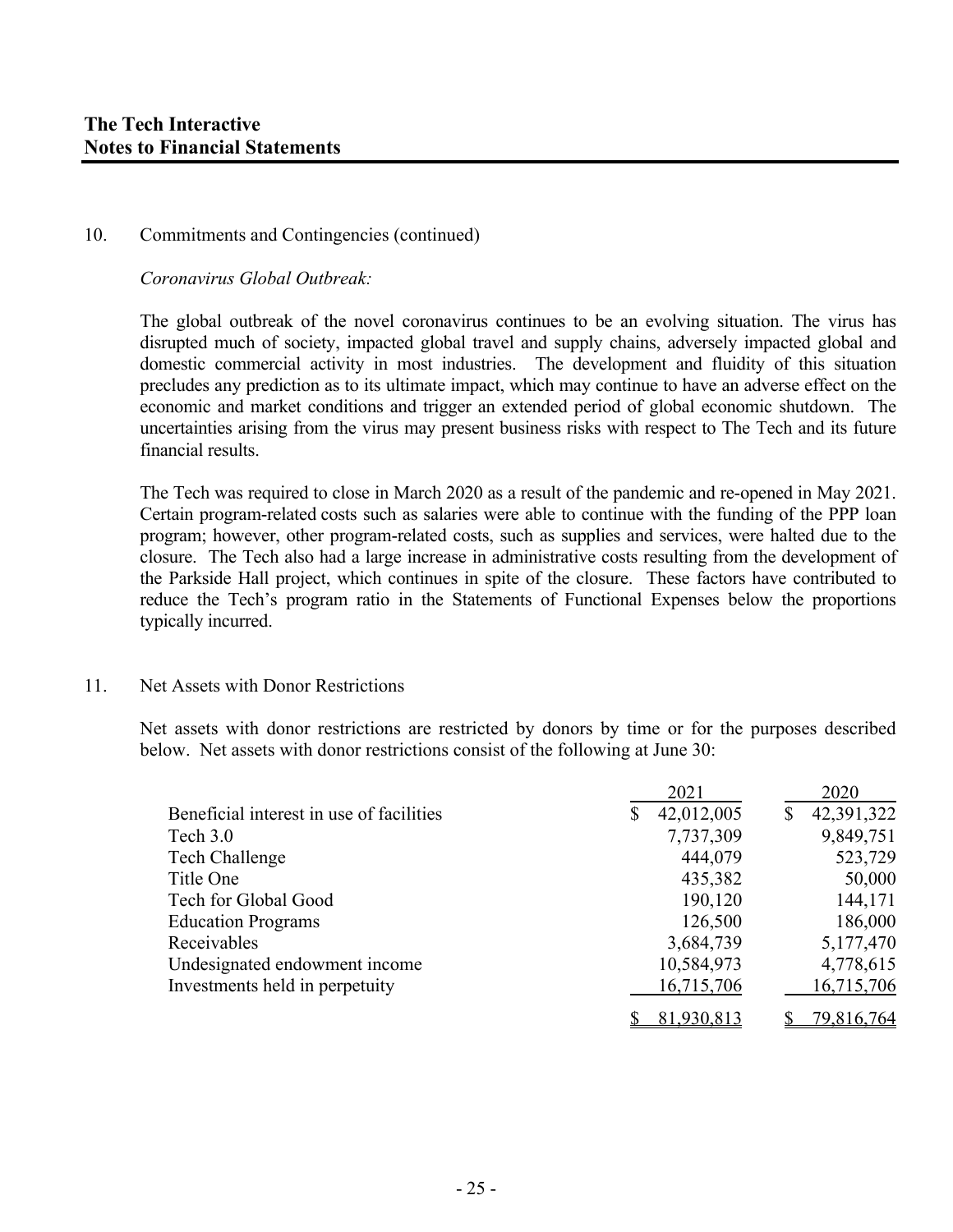10. Commitments and Contingencies (continued)

*Coronavirus Global Outbreak:*

The global outbreak of the novel coronavirus continues to be an evolving situation. The virus has disrupted much of society, impacted global travel and supply chains, adversely impacted global and domestic commercial activity in most industries. The development and fluidity of this situation precludes any prediction as to its ultimate impact, which may continue to have an adverse effect on the economic and market conditions and trigger an extended period of global economic shutdown. The uncertainties arising from the virus may present business risks with respect to The Tech and its future financial results.

The Tech was required to close in March 2020 as a result of the pandemic and re-opened in May 2021. Certain program-related costs such as salaries were able to continue with the funding of the PPP loan program; however, other program-related costs, such as supplies and services, were halted due to the closure. The Tech also had a large increase in administrative costs resulting from the development of the Parkside Hall project, which continues in spite of the closure. These factors have contributed to reduce the Tech's program ratio in the Statements of Functional Expenses below the proportions typically incurred.

11. Net Assets with Donor Restrictions

Net assets with donor restrictions are restricted by donors by time or for the purposes described below. Net assets with donor restrictions consist of the following at June 30:

| | 2021 | 2020 |
|---|---|---|
| Beneficial interest in use of facilities | $ 42,012,005 | $ 42,391,322 |
| Tech 3.0 | 7,737,309 | 9,849,751 |
| Tech Challenge | 444,079 | 523,729 |
| Title One | 435,382 | 50,000 |
| Tech for Global Good | 190,120 | 144,171 |
| Education Programs | 126,500 | 186,000 |
| Receivables | 3,684,739 | 5,177,470 |
| Undesignated endowment income | 10,584,973 | 4,778,615 |
| Investments held in perpetuity | 16,715,706 | 16,715,706 |
| | $ 81,930,813 | $ 79,816,764 |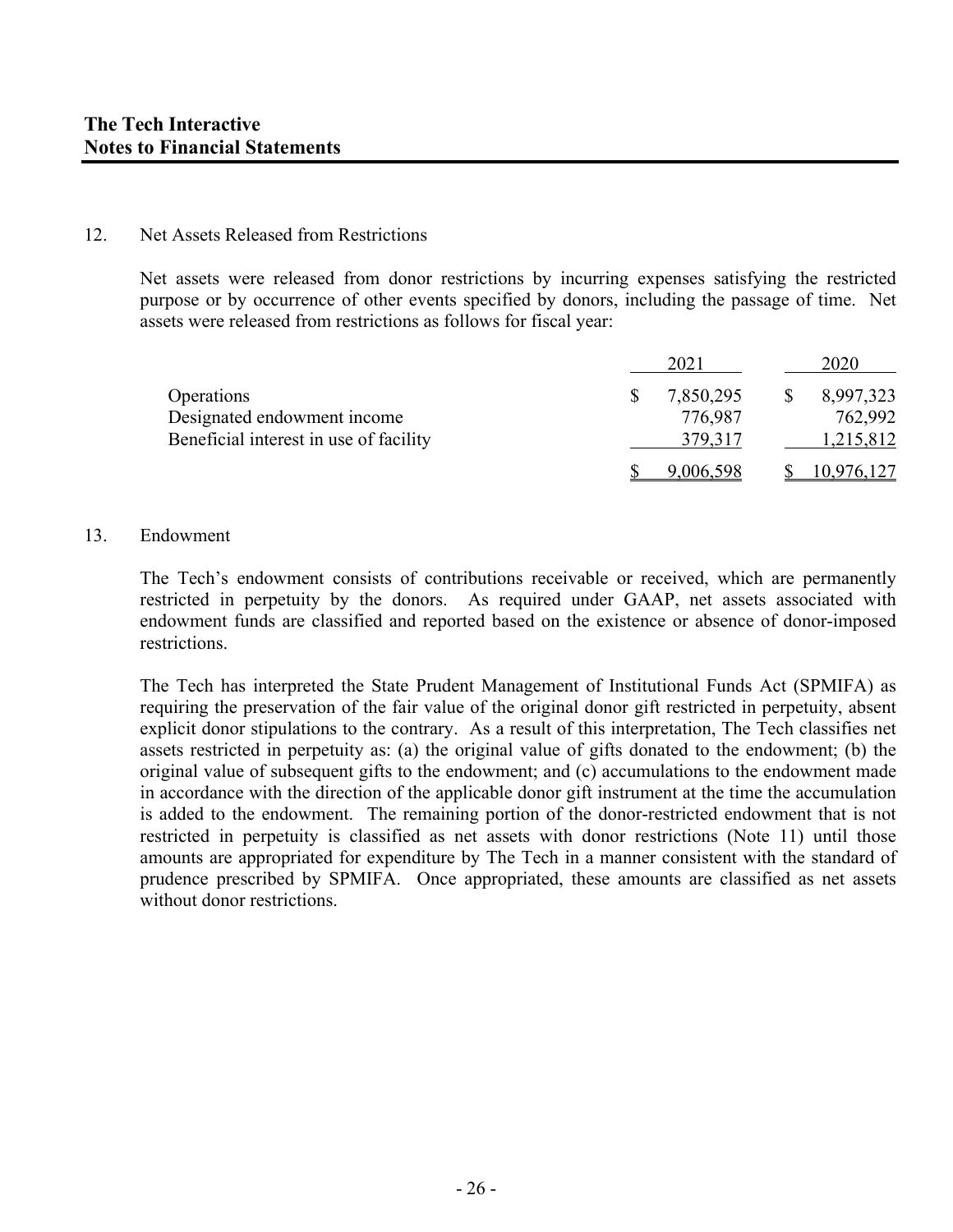# The Tech Interactive
## Notes to Financial Statements

12. Net Assets Released from Restrictions

Net assets were released from donor restrictions by incurring expenses satisfying the restricted purpose or by occurrence of other events specified by donors, including the passage of time. Net assets were released from restrictions as follows for fiscal year:

| | 2021 | 2020 |
|---|---|---|
| Operations | $ 7,850,295 | $ 8,997,323 |
| Designated endowment income | 776,987 | 762,992 |
| Beneficial interest in use of facility | 379,317 | 1,215,812 |
| | $ 9,006,598 | $ 10,976,127 |

13. Endowment

The Tech's endowment consists of contributions receivable or received, which are permanently restricted in perpetuity by the donors. As required under GAAP, net assets associated with endowment funds are classified and reported based on the existence or absence of donor-imposed restrictions.

The Tech has interpreted the State Prudent Management of Institutional Funds Act (SPMIFA) as requiring the preservation of the fair value of the original donor gift restricted in perpetuity, absent explicit donor stipulations to the contrary. As a result of this interpretation, The Tech classifies net assets restricted in perpetuity as: (a) the original value of gifts donated to the endowment; (b) the original value of subsequent gifts to the endowment; and (c) accumulations to the endowment made in accordance with the direction of the applicable donor gift instrument at the time the accumulation is added to the endowment. The remaining portion of the donor-restricted endowment that is not restricted in perpetuity is classified as net assets with donor restrictions (Note 11) until those amounts are appropriated for expenditure by The Tech in a manner consistent with the standard of prudence prescribed by SPMIFA. Once appropriated, these amounts are classified as net assets without donor restrictions.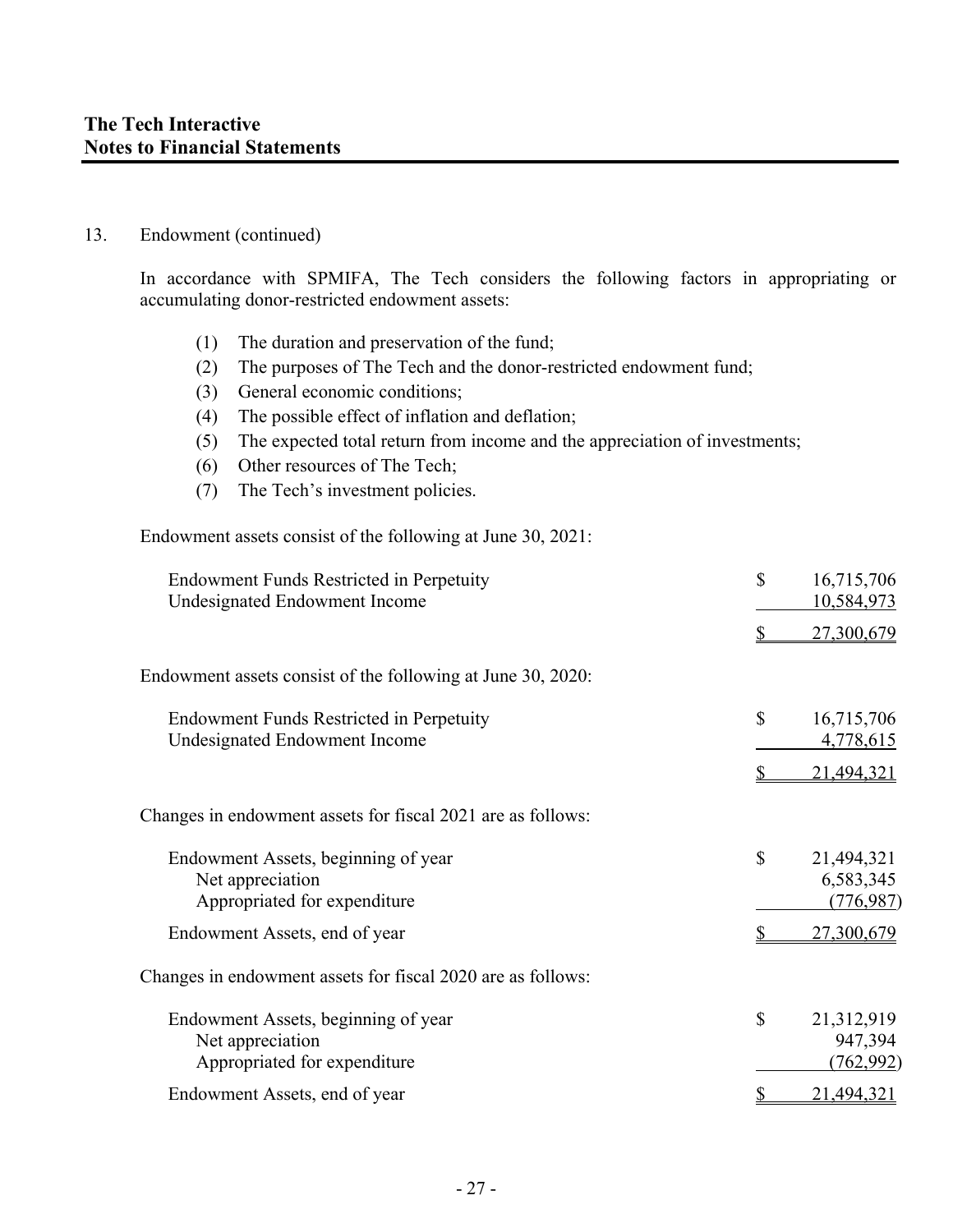13. Endowment (continued)

In accordance with SPMIFA, The Tech considers the following factors in appropriating or accumulating donor-restricted endowment assets:

(1) The duration and preservation of the fund;
(2) The purposes of The Tech and the donor-restricted endowment fund;
(3) General economic conditions;
(4) The possible effect of inflation and deflation;
(5) The expected total return from income and the appreciation of investments;
(6) Other resources of The Tech;
(7) The Tech's investment policies.

Endowment assets consist of the following at June 30, 2021:

| | |
|---|---|
| Endowment Funds Restricted in Perpetuity | $ 16,715,706 |
| Undesignated Endowment Income | 10,584,973 |
| | $ 27,300,679 |

Endowment assets consist of the following at June 30, 2020:

| | |
|---|---|
| Endowment Funds Restricted in Perpetuity | $ 16,715,706 |
| Undesignated Endowment Income | 4,778,615 |
| | $ 21,494,321 |

Changes in endowment assets for fiscal 2021 are as follows:

| | |
|---|---|
| Endowment Assets, beginning of year | $ 21,494,321 |
| Net appreciation | 6,583,345 |
| Appropriated for expenditure | (776,987) |
| Endowment Assets, end of year | $ 27,300,679 |

Changes in endowment assets for fiscal 2020 are as follows:

| | |
|---|---|
| Endowment Assets, beginning of year | $ 21,312,919 |
| Net appreciation | 947,394 |
| Appropriated for expenditure | (762,992) |
| Endowment Assets, end of year | $ 21,494,321 |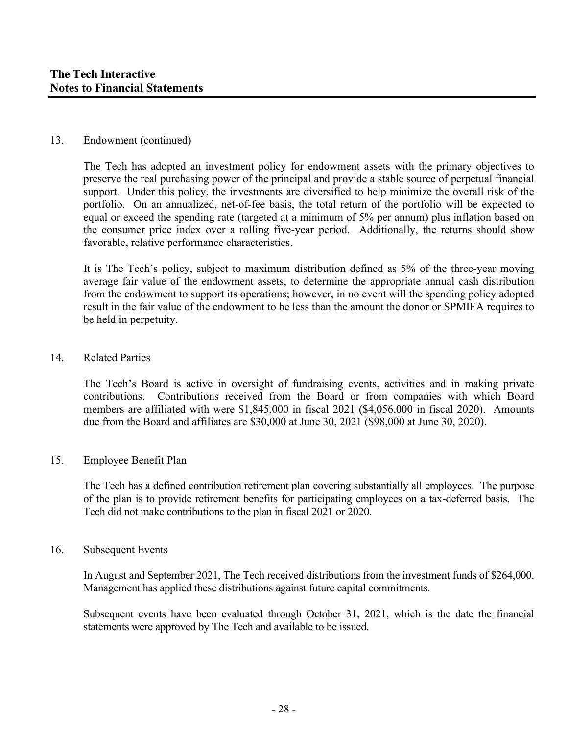## 13. Endowment (continued)

The Tech has adopted an investment policy for endowment assets with the primary objectives to preserve the real purchasing power of the principal and provide a stable source of perpetual financial support. Under this policy, the investments are diversified to help minimize the overall risk of the portfolio. On an annualized, net-of-fee basis, the total return of the portfolio will be expected to equal or exceed the spending rate (targeted at a minimum of 5% per annum) plus inflation based on the consumer price index over a rolling five-year period. Additionally, the returns should show favorable, relative performance characteristics.

It is The Tech's policy, subject to maximum distribution defined as 5% of the three-year moving average fair value of the endowment assets, to determine the appropriate annual cash distribution from the endowment to support its operations; however, in no event will the spending policy adopted result in the fair value of the endowment to be less than the amount the donor or SPMIFA requires to be held in perpetuity.

## 14. Related Parties

The Tech's Board is active in oversight of fundraising events, activities and in making private contributions. Contributions received from the Board or from companies with which Board members are affiliated with were $1,845,000 in fiscal 2021 ($4,056,000 in fiscal 2020). Amounts due from the Board and affiliates are $30,000 at June 30, 2021 ($98,000 at June 30, 2020).

## 15. Employee Benefit Plan

The Tech has a defined contribution retirement plan covering substantially all employees. The purpose of the plan is to provide retirement benefits for participating employees on a tax-deferred basis. The Tech did not make contributions to the plan in fiscal 2021 or 2020.

## 16. Subsequent Events

In August and September 2021, The Tech received distributions from the investment funds of $264,000. Management has applied these distributions against future capital commitments.

Subsequent events have been evaluated through October 31, 2021, which is the date the financial statements were approved by The Tech and available to be issued.